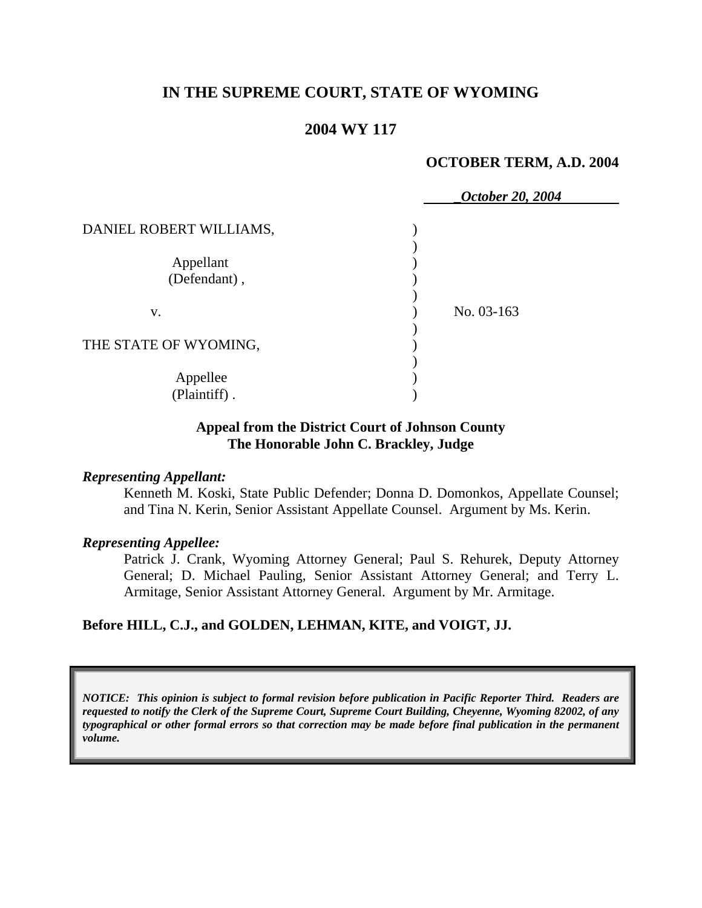# IN THE SUPREME COURT, STATE OF WYOMING

## 2004 WY 117

**OCTOBER TERM, A.D. 2004**

*October 20, 2004*

| | | |
|---|---|---|
| DANIEL ROBERT WILLIAMS, | ) | |
| Appellant (Defendant), | ) | |
| v. | ) | No. 03-163 |
| THE STATE OF WYOMING, | ) | |
| Appellee (Plaintiff). | ) | |

**Appeal from the District Court of Johnson County**
**The Honorable John C. Brackley, Judge**

***Representing Appellant:***

Kenneth M. Koski, State Public Defender; Donna D. Domonkos, Appellate Counsel; and Tina N. Kerin, Senior Assistant Appellate Counsel. Argument by Ms. Kerin.

***Representing Appellee:***

Patrick J. Crank, Wyoming Attorney General; Paul S. Rehurek, Deputy Attorney General; D. Michael Pauling, Senior Assistant Attorney General; and Terry L. Armitage, Senior Assistant Attorney General. Argument by Mr. Armitage.

**Before HILL, C.J., and GOLDEN, LEHMAN, KITE, and VOIGT, JJ.**

***NOTICE: This opinion is subject to formal revision before publication in Pacific Reporter Third. Readers are requested to notify the Clerk of the Supreme Court, Supreme Court Building, Cheyenne, Wyoming 82002, of any typographical or other formal errors so that correction may be made before final publication in the permanent volume.***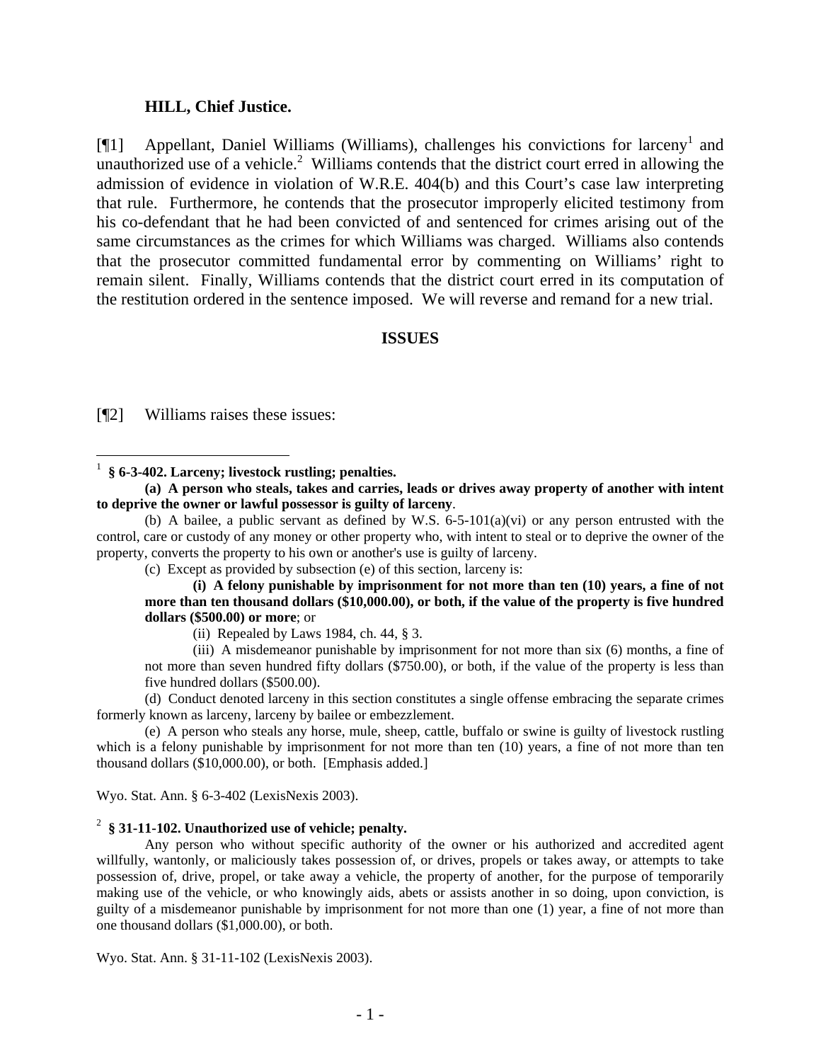**HILL, Chief Justice.**

[¶1] Appellant, Daniel Williams (Williams), challenges his convictions for larceny[1] and unauthorized use of a vehicle.[2] Williams contends that the district court erred in allowing the admission of evidence in violation of W.R.E. 404(b) and this Court's case law interpreting that rule. Furthermore, he contends that the prosecutor improperly elicited testimony from his co-defendant that he had been convicted of and sentenced for crimes arising out of the same circumstances as the crimes for which Williams was charged. Williams also contends that the prosecutor committed fundamental error by commenting on Williams' right to remain silent. Finally, Williams contends that the district court erred in its computation of the restitution ordered in the sentence imposed. We will reverse and remand for a new trial.

## ISSUES

[¶2] Williams raises these issues:

---

[1] **§ 6-3-402. Larceny; livestock rustling; penalties.**

**(a) A person who steals, takes and carries, leads or drives away property of another with intent to deprive the owner or lawful possessor is guilty of larceny**.

(b) A bailee, a public servant as defined by W.S. 6-5-101(a)(vi) or any person entrusted with the control, care or custody of any money or other property who, with intent to steal or to deprive the owner of the property, converts the property to his own or another's use is guilty of larceny.

(c) Except as provided by subsection (e) of this section, larceny is:

> **(i) A felony punishable by imprisonment for not more than ten (10) years, a fine of not more than ten thousand dollars ($10,000.00), or both, if the value of the property is five hundred dollars ($500.00) or more**; or
>
> (ii) Repealed by Laws 1984, ch. 44, § 3.
>
> (iii) A misdemeanor punishable by imprisonment for not more than six (6) months, a fine of not more than seven hundred fifty dollars ($750.00), or both, if the value of the property is less than five hundred dollars ($500.00).

(d) Conduct denoted larceny in this section constitutes a single offense embracing the separate crimes formerly known as larceny, larceny by bailee or embezzlement.

(e) A person who steals any horse, mule, sheep, cattle, buffalo or swine is guilty of livestock rustling which is a felony punishable by imprisonment for not more than ten (10) years, a fine of not more than ten thousand dollars ($10,000.00), or both. [Emphasis added.]

Wyo. Stat. Ann. § 6-3-402 (LexisNexis 2003).

[2] **§ 31-11-102. Unauthorized use of vehicle; penalty.**

Any person who without specific authority of the owner or his authorized and accredited agent willfully, wantonly, or maliciously takes possession of, or drives, propels or takes away, or attempts to take possession of, drive, propel, or take away a vehicle, the property of another, for the purpose of temporarily making use of the vehicle, or who knowingly aids, abets or assists another in so doing, upon conviction, is guilty of a misdemeanor punishable by imprisonment for not more than one (1) year, a fine of not more than one thousand dollars ($1,000.00), or both.

Wyo. Stat. Ann. § 31-11-102 (LexisNexis 2003).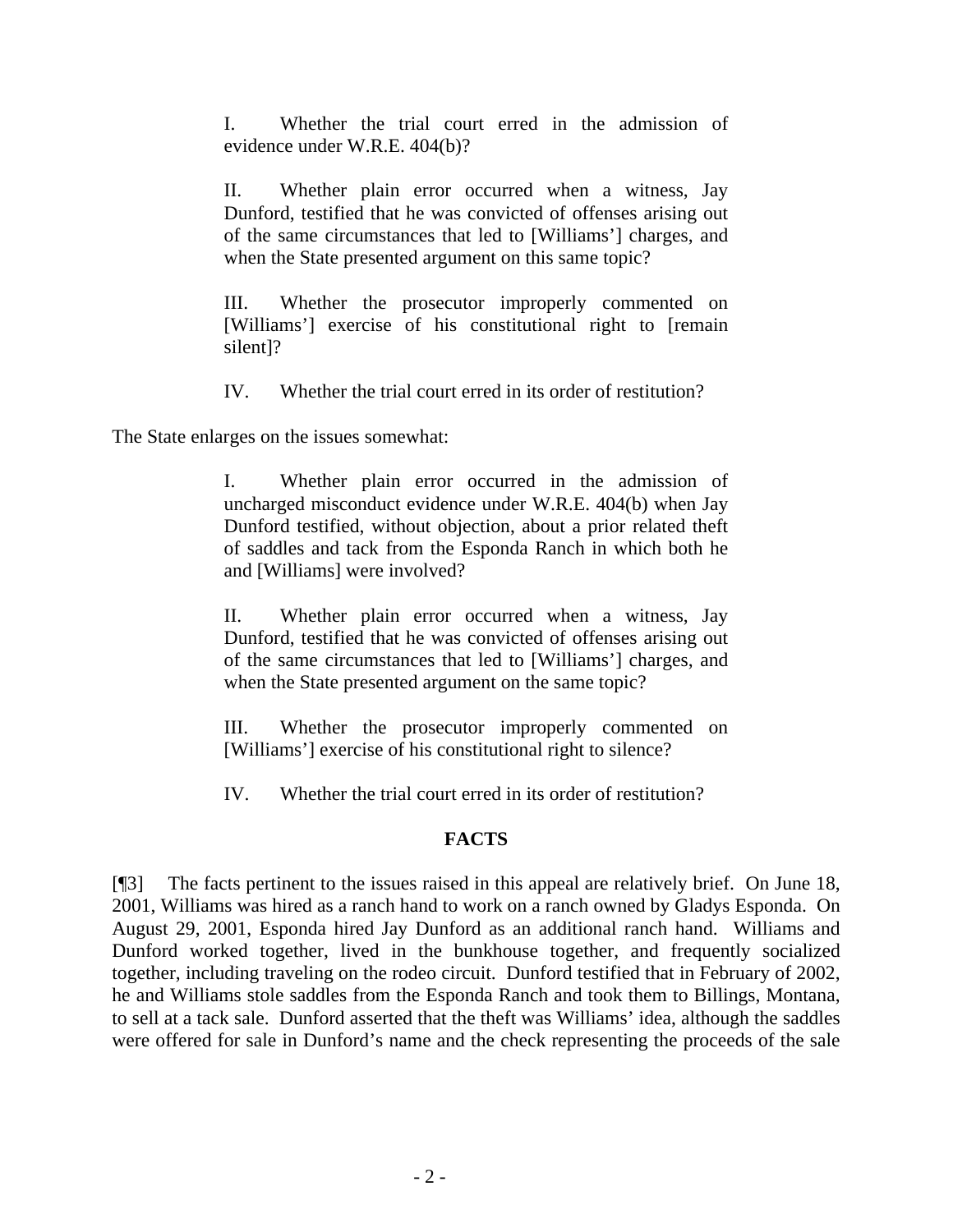> I. Whether the trial court erred in the admission of evidence under W.R.E. 404(b)?
>
> II. Whether plain error occurred when a witness, Jay Dunford, testified that he was convicted of offenses arising out of the same circumstances that led to [Williams'] charges, and when the State presented argument on this same topic?
>
> III. Whether the prosecutor improperly commented on [Williams'] exercise of his constitutional right to [remain silent]?
>
> IV. Whether the trial court erred in its order of restitution?

The State enlarges on the issues somewhat:

> I. Whether plain error occurred in the admission of uncharged misconduct evidence under W.R.E. 404(b) when Jay Dunford testified, without objection, about a prior related theft of saddles and tack from the Esponda Ranch in which both he and [Williams] were involved?
>
> II. Whether plain error occurred when a witness, Jay Dunford, testified that he was convicted of offenses arising out of the same circumstances that led to [Williams'] charges, and when the State presented argument on the same topic?
>
> III. Whether the prosecutor improperly commented on [Williams'] exercise of his constitutional right to silence?
>
> IV. Whether the trial court erred in its order of restitution?

## FACTS

[¶3] The facts pertinent to the issues raised in this appeal are relatively brief. On June 18, 2001, Williams was hired as a ranch hand to work on a ranch owned by Gladys Esponda. On August 29, 2001, Esponda hired Jay Dunford as an additional ranch hand. Williams and Dunford worked together, lived in the bunkhouse together, and frequently socialized together, including traveling on the rodeo circuit. Dunford testified that in February of 2002, he and Williams stole saddles from the Esponda Ranch and took them to Billings, Montana, to sell at a tack sale. Dunford asserted that the theft was Williams' idea, although the saddles were offered for sale in Dunford's name and the check representing the proceeds of the sale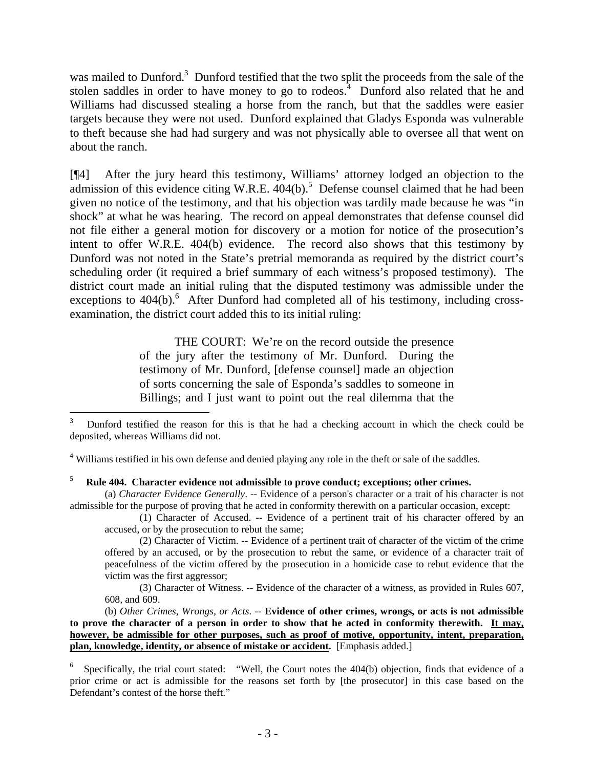was mailed to Dunford.[3] Dunford testified that the two split the proceeds from the sale of the stolen saddles in order to have money to go to rodeos.[4] Dunford also related that he and Williams had discussed stealing a horse from the ranch, but that the saddles were easier targets because they were not used. Dunford explained that Gladys Esponda was vulnerable to theft because she had had surgery and was not physically able to oversee all that went on about the ranch.

[¶4] After the jury heard this testimony, Williams' attorney lodged an objection to the admission of this evidence citing W.R.E. 404(b).[5] Defense counsel claimed that he had been given no notice of the testimony, and that his objection was tardily made because he was "in shock" at what he was hearing. The record on appeal demonstrates that defense counsel did not file either a general motion for discovery or a motion for notice of the prosecution's intent to offer W.R.E. 404(b) evidence. The record also shows that this testimony by Dunford was not noted in the State's pretrial memoranda as required by the district court's scheduling order (it required a brief summary of each witness's proposed testimony). The district court made an initial ruling that the disputed testimony was admissible under the exceptions to 404(b).[6] After Dunford had completed all of his testimony, including cross-examination, the district court added this to its initial ruling:

> THE COURT: We're on the record outside the presence of the jury after the testimony of Mr. Dunford. During the testimony of Mr. Dunford, [defense counsel] made an objection of sorts concerning the sale of Esponda's saddles to someone in Billings; and I just want to point out the real dilemma that the

---

[3] Dunford testified the reason for this is that he had a checking account in which the check could be deposited, whereas Williams did not.

[4] Williams testified in his own defense and denied playing any role in the theft or sale of the saddles.

[5] **Rule 404. Character evidence not admissible to prove conduct; exceptions; other crimes.**

(a) *Character Evidence Generally*. -- Evidence of a person's character or a trait of his character is not admissible for the purpose of proving that he acted in conformity therewith on a particular occasion, except:

> (1) Character of Accused. -- Evidence of a pertinent trait of his character offered by an accused, or by the prosecution to rebut the same;
>
> (2) Character of Victim. -- Evidence of a pertinent trait of character of the victim of the crime offered by an accused, or by the prosecution to rebut the same, or evidence of a character trait of peacefulness of the victim offered by the prosecution in a homicide case to rebut evidence that the victim was the first aggressor;
>
> (3) Character of Witness. -- Evidence of the character of a witness, as provided in Rules 607, 608, and 609.

(b) *Other Crimes, Wrongs, or Acts*. -- **Evidence of other crimes, wrongs, or acts is not admissible to prove the character of a person in order to show that he acted in conformity therewith. <u>It may, however, be admissible for other purposes, such as proof of motive, opportunity, intent, preparation, plan, knowledge, identity, or absence of mistake or accident</u>.** [Emphasis added.]

[6] Specifically, the trial court stated: "Well, the Court notes the 404(b) objection, finds that evidence of a prior crime or act is admissible for the reasons set forth by [the prosecutor] in this case based on the Defendant's contest of the horse theft."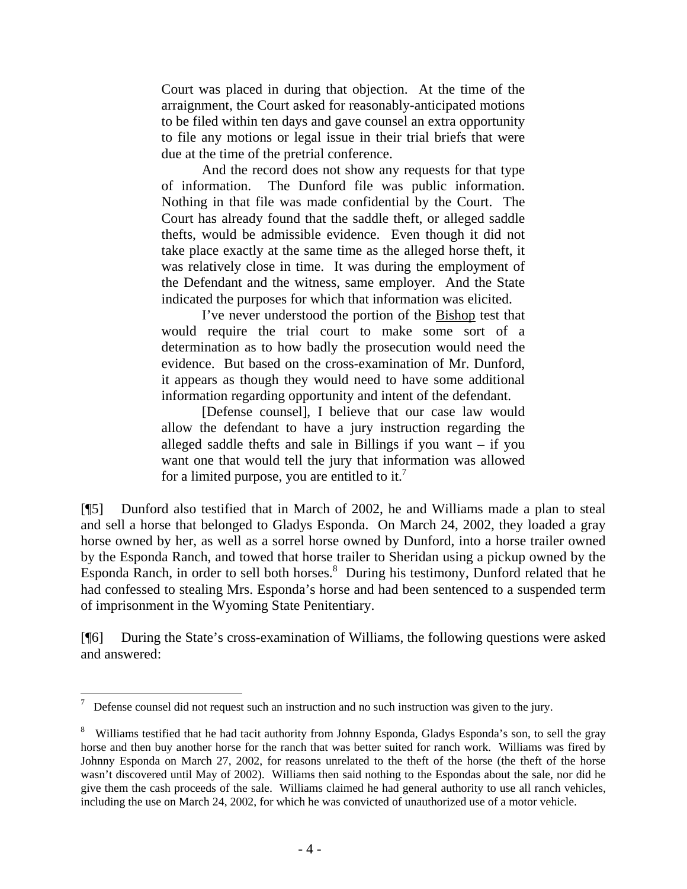> Court was placed in during that objection. At the time of the arraignment, the Court asked for reasonably-anticipated motions to be filed within ten days and gave counsel an extra opportunity to file any motions or legal issue in their trial briefs that were due at the time of the pretrial conference.
>
> And the record does not show any requests for that type of information. The Dunford file was public information. Nothing in that file was made confidential by the Court. The Court has already found that the saddle theft, or alleged saddle thefts, would be admissible evidence. Even though it did not take place exactly at the same time as the alleged horse theft, it was relatively close in time. It was during the employment of the Defendant and the witness, same employer. And the State indicated the purposes for which that information was elicited.
>
> I've never understood the portion of the Bishop test that would require the trial court to make some sort of a determination as to how badly the prosecution would need the evidence. But based on the cross-examination of Mr. Dunford, it appears as though they would need to have some additional information regarding opportunity and intent of the defendant.
>
> [Defense counsel], I believe that our case law would allow the defendant to have a jury instruction regarding the alleged saddle thefts and sale in Billings if you want – if you want one that would tell the jury that information was allowed for a limited purpose, you are entitled to it.[7]

[¶5] Dunford also testified that in March of 2002, he and Williams made a plan to steal and sell a horse that belonged to Gladys Esponda. On March 24, 2002, they loaded a gray horse owned by her, as well as a sorrel horse owned by Dunford, into a horse trailer owned by the Esponda Ranch, and towed that horse trailer to Sheridan using a pickup owned by the Esponda Ranch, in order to sell both horses.[8] During his testimony, Dunford related that he had confessed to stealing Mrs. Esponda's horse and had been sentenced to a suspended term of imprisonment in the Wyoming State Penitentiary.

[¶6] During the State's cross-examination of Williams, the following questions were asked and answered:

---

[7] Defense counsel did not request such an instruction and no such instruction was given to the jury.

[8] Williams testified that he had tacit authority from Johnny Esponda, Gladys Esponda's son, to sell the gray horse and then buy another horse for the ranch that was better suited for ranch work. Williams was fired by Johnny Esponda on March 27, 2002, for reasons unrelated to the theft of the horse (the theft of the horse wasn't discovered until May of 2002). Williams then said nothing to the Espondas about the sale, nor did he give them the cash proceeds of the sale. Williams claimed he had general authority to use all ranch vehicles, including the use on March 24, 2002, for which he was convicted of unauthorized use of a motor vehicle.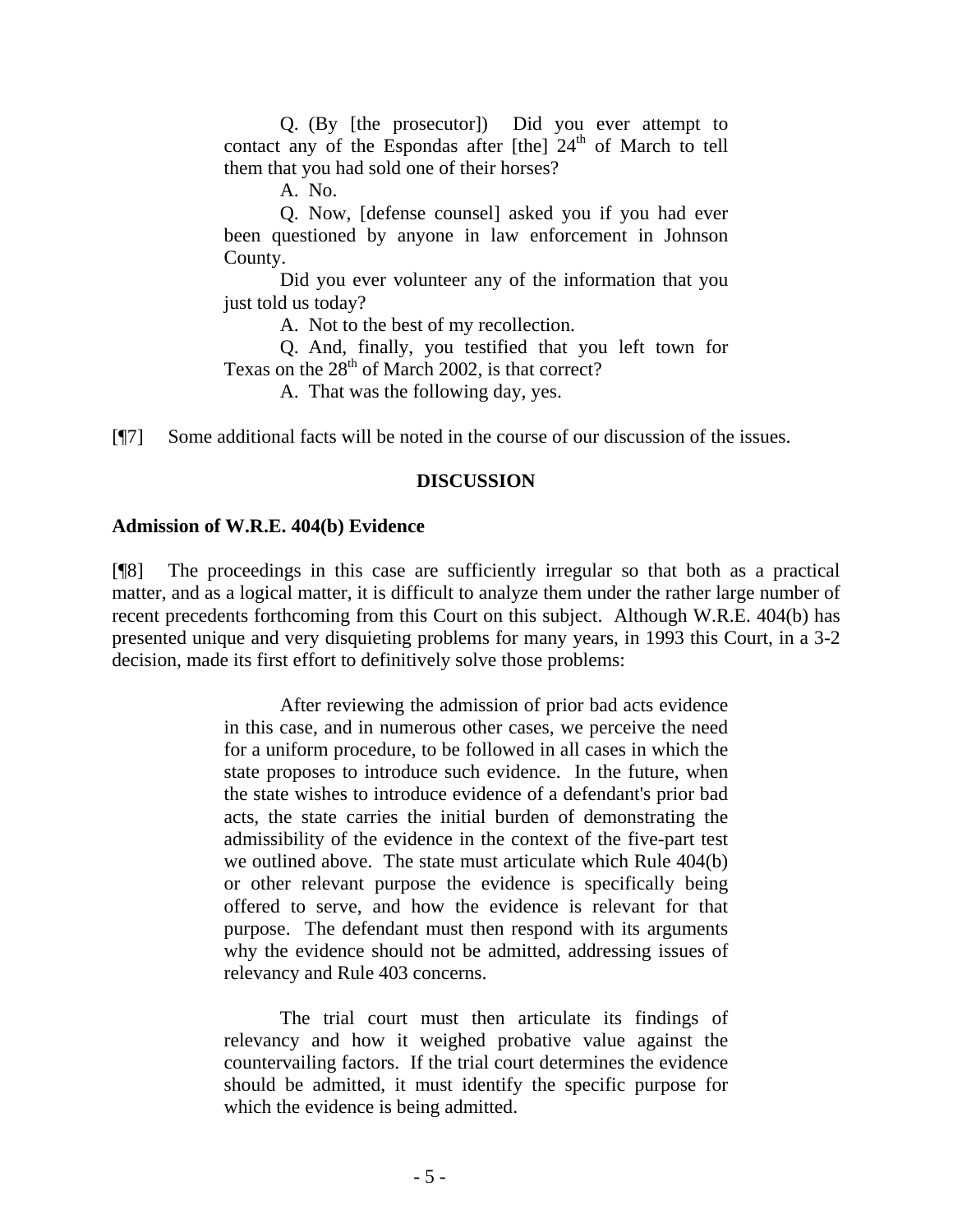> Q. (By [the prosecutor]) Did you ever attempt to contact any of the Espondas after [the] 24th of March to tell them that you had sold one of their horses?
>
> A. No.
>
> Q. Now, [defense counsel] asked you if you had ever been questioned by anyone in law enforcement in Johnson County.
>
> Did you ever volunteer any of the information that you just told us today?
>
> A. Not to the best of my recollection.
>
> Q. And, finally, you testified that you left town for Texas on the 28th of March 2002, is that correct?
>
> A. That was the following day, yes.

[¶7] Some additional facts will be noted in the course of our discussion of the issues.

## DISCUSSION

### Admission of W.R.E. 404(b) Evidence

[¶8] The proceedings in this case are sufficiently irregular so that both as a practical matter, and as a logical matter, it is difficult to analyze them under the rather large number of recent precedents forthcoming from this Court on this subject. Although W.R.E. 404(b) has presented unique and very disquieting problems for many years, in 1993 this Court, in a 3-2 decision, made its first effort to definitively solve those problems:

> After reviewing the admission of prior bad acts evidence in this case, and in numerous other cases, we perceive the need for a uniform procedure, to be followed in all cases in which the state proposes to introduce such evidence. In the future, when the state wishes to introduce evidence of a defendant's prior bad acts, the state carries the initial burden of demonstrating the admissibility of the evidence in the context of the five-part test we outlined above. The state must articulate which Rule 404(b) or other relevant purpose the evidence is specifically being offered to serve, and how the evidence is relevant for that purpose. The defendant must then respond with its arguments why the evidence should not be admitted, addressing issues of relevancy and Rule 403 concerns.
>
> The trial court must then articulate its findings of relevancy and how it weighed probative value against the countervailing factors. If the trial court determines the evidence should be admitted, it must identify the specific purpose for which the evidence is being admitted.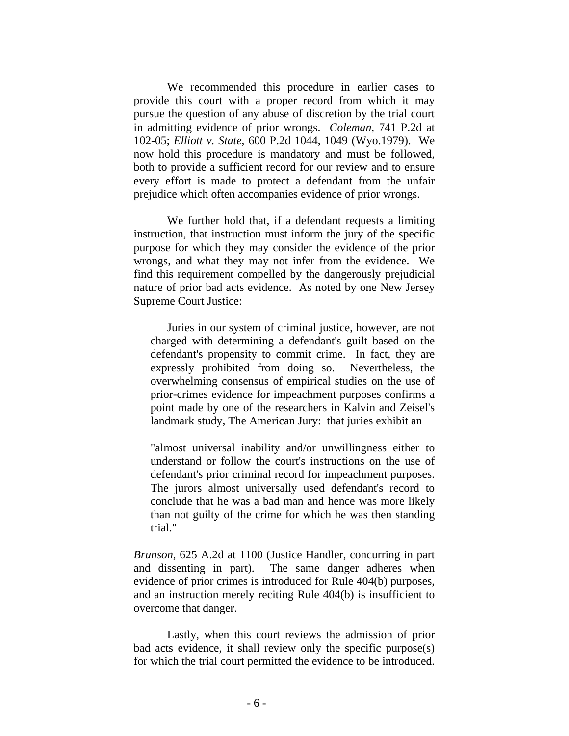We recommended this procedure in earlier cases to provide this court with a proper record from which it may pursue the question of any abuse of discretion by the trial court in admitting evidence of prior wrongs. *Coleman*, 741 P.2d at 102-05; *Elliott v. State*, 600 P.2d 1044, 1049 (Wyo.1979). We now hold this procedure is mandatory and must be followed, both to provide a sufficient record for our review and to ensure every effort is made to protect a defendant from the unfair prejudice which often accompanies evidence of prior wrongs.

We further hold that, if a defendant requests a limiting instruction, that instruction must inform the jury of the specific purpose for which they may consider the evidence of the prior wrongs, and what they may not infer from the evidence. We find this requirement compelled by the dangerously prejudicial nature of prior bad acts evidence. As noted by one New Jersey Supreme Court Justice:

> Juries in our system of criminal justice, however, are not charged with determining a defendant's guilt based on the defendant's propensity to commit crime. In fact, they are expressly prohibited from doing so. Nevertheless, the overwhelming consensus of empirical studies on the use of prior-crimes evidence for impeachment purposes confirms a point made by one of the researchers in Kalvin and Zeisel's landmark study, The American Jury: that juries exhibit an
>
> "almost universal inability and/or unwillingness either to understand or follow the court's instructions on the use of defendant's prior criminal record for impeachment purposes. The jurors almost universally used defendant's record to conclude that he was a bad man and hence was more likely than not guilty of the crime for which he was then standing trial."

*Brunson*, 625 A.2d at 1100 (Justice Handler, concurring in part and dissenting in part). The same danger adheres when evidence of prior crimes is introduced for Rule 404(b) purposes, and an instruction merely reciting Rule 404(b) is insufficient to overcome that danger.

Lastly, when this court reviews the admission of prior bad acts evidence, it shall review only the specific purpose(s) for which the trial court permitted the evidence to be introduced.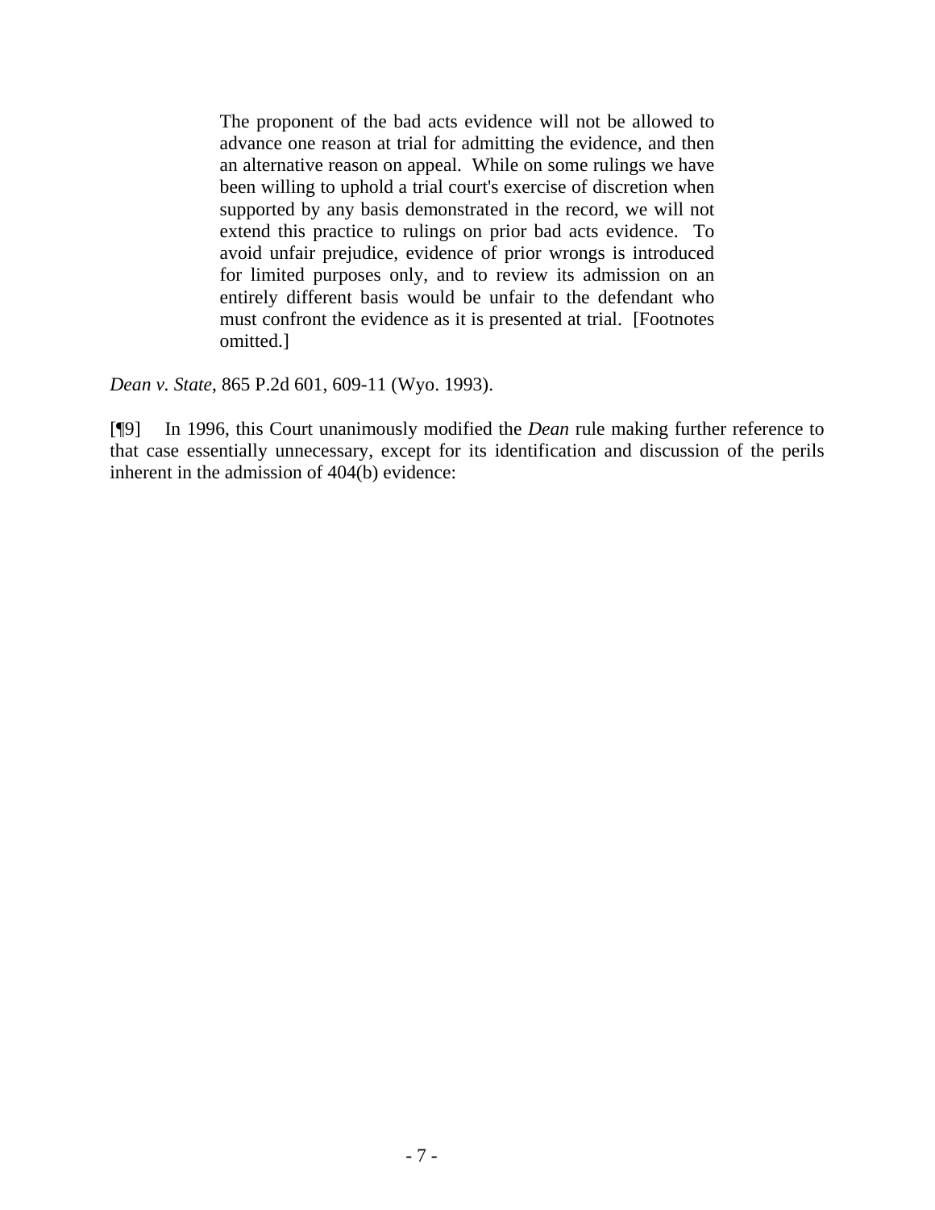> The proponent of the bad acts evidence will not be allowed to advance one reason at trial for admitting the evidence, and then an alternative reason on appeal. While on some rulings we have been willing to uphold a trial court's exercise of discretion when supported by any basis demonstrated in the record, we will not extend this practice to rulings on prior bad acts evidence. To avoid unfair prejudice, evidence of prior wrongs is introduced for limited purposes only, and to review its admission on an entirely different basis would be unfair to the defendant who must confront the evidence as it is presented at trial. [Footnotes omitted.]

*Dean v. State*, 865 P.2d 601, 609-11 (Wyo. 1993).

[¶9] In 1996, this Court unanimously modified the *Dean* rule making further reference to that case essentially unnecessary, except for its identification and discussion of the perils inherent in the admission of 404(b) evidence: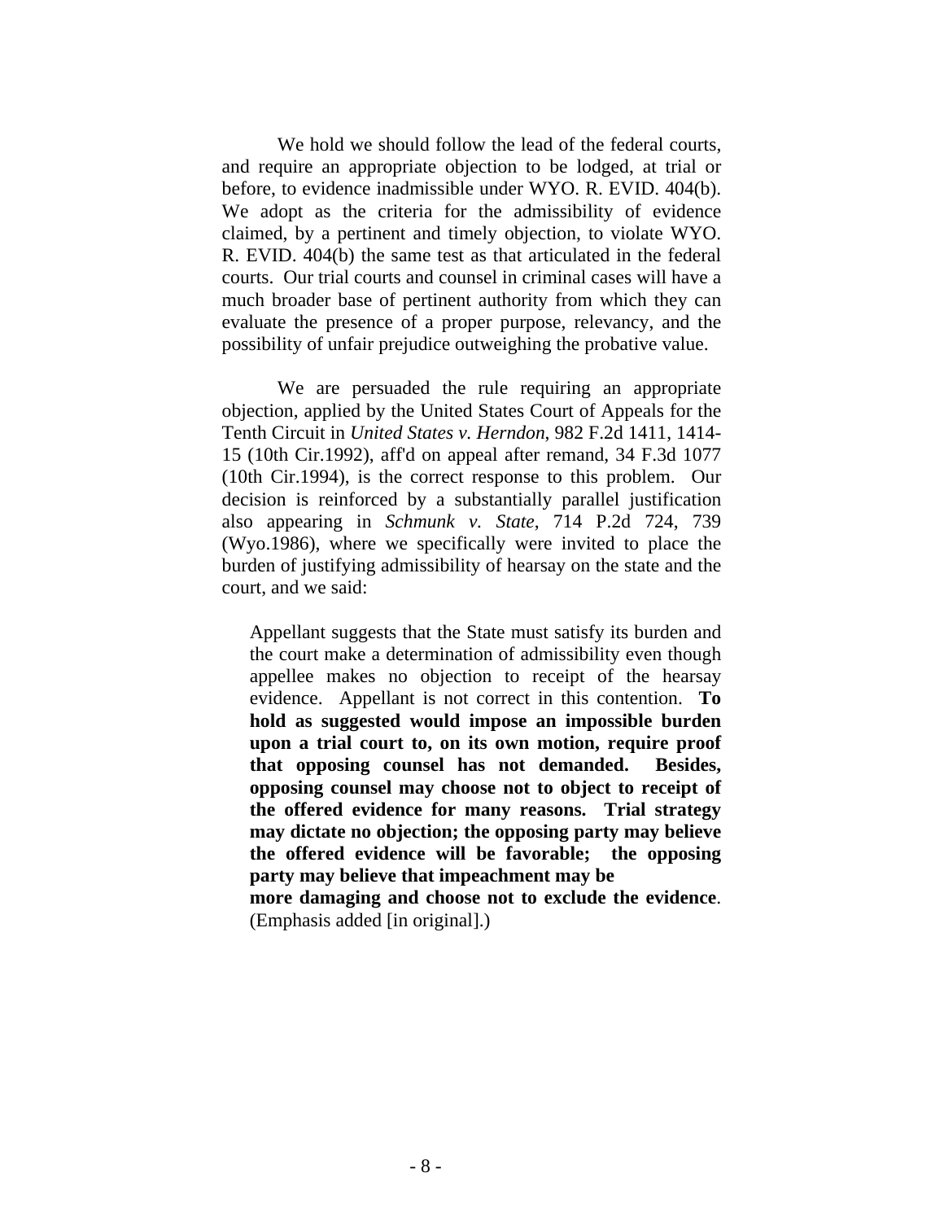We hold we should follow the lead of the federal courts, and require an appropriate objection to be lodged, at trial or before, to evidence inadmissible under WYO. R. EVID. 404(b). We adopt as the criteria for the admissibility of evidence claimed, by a pertinent and timely objection, to violate WYO. R. EVID. 404(b) the same test as that articulated in the federal courts. Our trial courts and counsel in criminal cases will have a much broader base of pertinent authority from which they can evaluate the presence of a proper purpose, relevancy, and the possibility of unfair prejudice outweighing the probative value.

We are persuaded the rule requiring an appropriate objection, applied by the United States Court of Appeals for the Tenth Circuit in *United States v. Herndon*, 982 F.2d 1411, 1414-15 (10th Cir.1992), aff'd on appeal after remand, 34 F.3d 1077 (10th Cir.1994), is the correct response to this problem. Our decision is reinforced by a substantially parallel justification also appearing in *Schmunk v. State*, 714 P.2d 724, 739 (Wyo.1986), where we specifically were invited to place the burden of justifying admissibility of hearsay on the state and the court, and we said:

> Appellant suggests that the State must satisfy its burden and the court make a determination of admissibility even though appellee makes no objection to receipt of the hearsay evidence. Appellant is not correct in this contention. **To hold as suggested would impose an impossible burden upon a trial court to, on its own motion, require proof that opposing counsel has not demanded. Besides, opposing counsel may choose not to object to receipt of the offered evidence for many reasons. Trial strategy may dictate no objection; the opposing party may believe the offered evidence will be favorable; the opposing party may believe that impeachment may be more damaging and choose not to exclude the evidence**. (Emphasis added [in original].)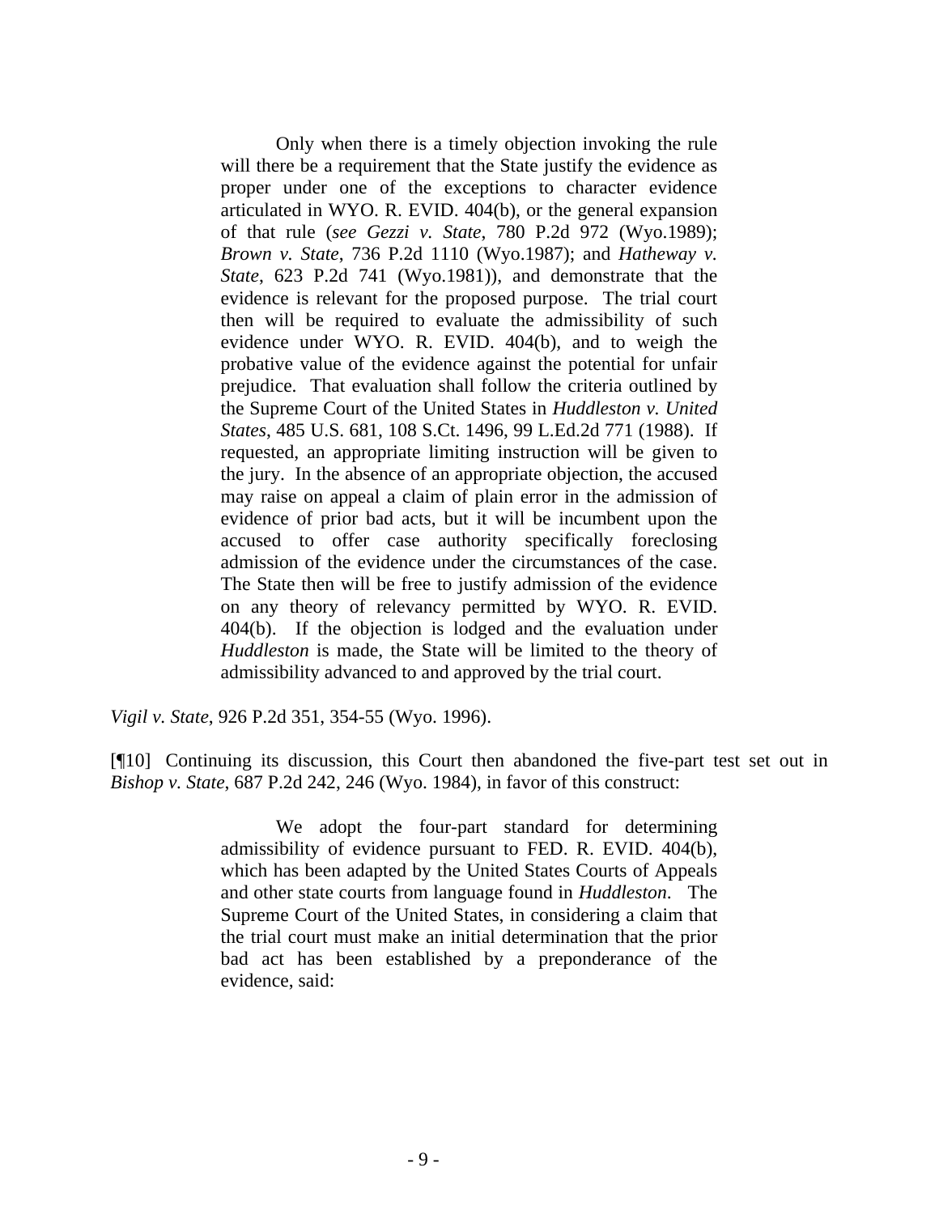> Only when there is a timely objection invoking the rule will there be a requirement that the State justify the evidence as proper under one of the exceptions to character evidence articulated in WYO. R. EVID. 404(b), or the general expansion of that rule (*see Gezzi v. State*, 780 P.2d 972 (Wyo.1989); *Brown v. State*, 736 P.2d 1110 (Wyo.1987); and *Hatheway v. State*, 623 P.2d 741 (Wyo.1981)), and demonstrate that the evidence is relevant for the proposed purpose. The trial court then will be required to evaluate the admissibility of such evidence under WYO. R. EVID. 404(b), and to weigh the probative value of the evidence against the potential for unfair prejudice. That evaluation shall follow the criteria outlined by the Supreme Court of the United States in *Huddleston v. United States*, 485 U.S. 681, 108 S.Ct. 1496, 99 L.Ed.2d 771 (1988). If requested, an appropriate limiting instruction will be given to the jury. In the absence of an appropriate objection, the accused may raise on appeal a claim of plain error in the admission of evidence of prior bad acts, but it will be incumbent upon the accused to offer case authority specifically foreclosing admission of the evidence under the circumstances of the case. The State then will be free to justify admission of the evidence on any theory of relevancy permitted by WYO. R. EVID. 404(b). If the objection is lodged and the evaluation under *Huddleston* is made, the State will be limited to the theory of admissibility advanced to and approved by the trial court.

*Vigil v. State*, 926 P.2d 351, 354-55 (Wyo. 1996).

[¶10] Continuing its discussion, this Court then abandoned the five-part test set out in *Bishop v. State*, 687 P.2d 242, 246 (Wyo. 1984), in favor of this construct:

> We adopt the four-part standard for determining admissibility of evidence pursuant to FED. R. EVID. 404(b), which has been adapted by the United States Courts of Appeals and other state courts from language found in *Huddleston*. The Supreme Court of the United States, in considering a claim that the trial court must make an initial determination that the prior bad act has been established by a preponderance of the evidence, said: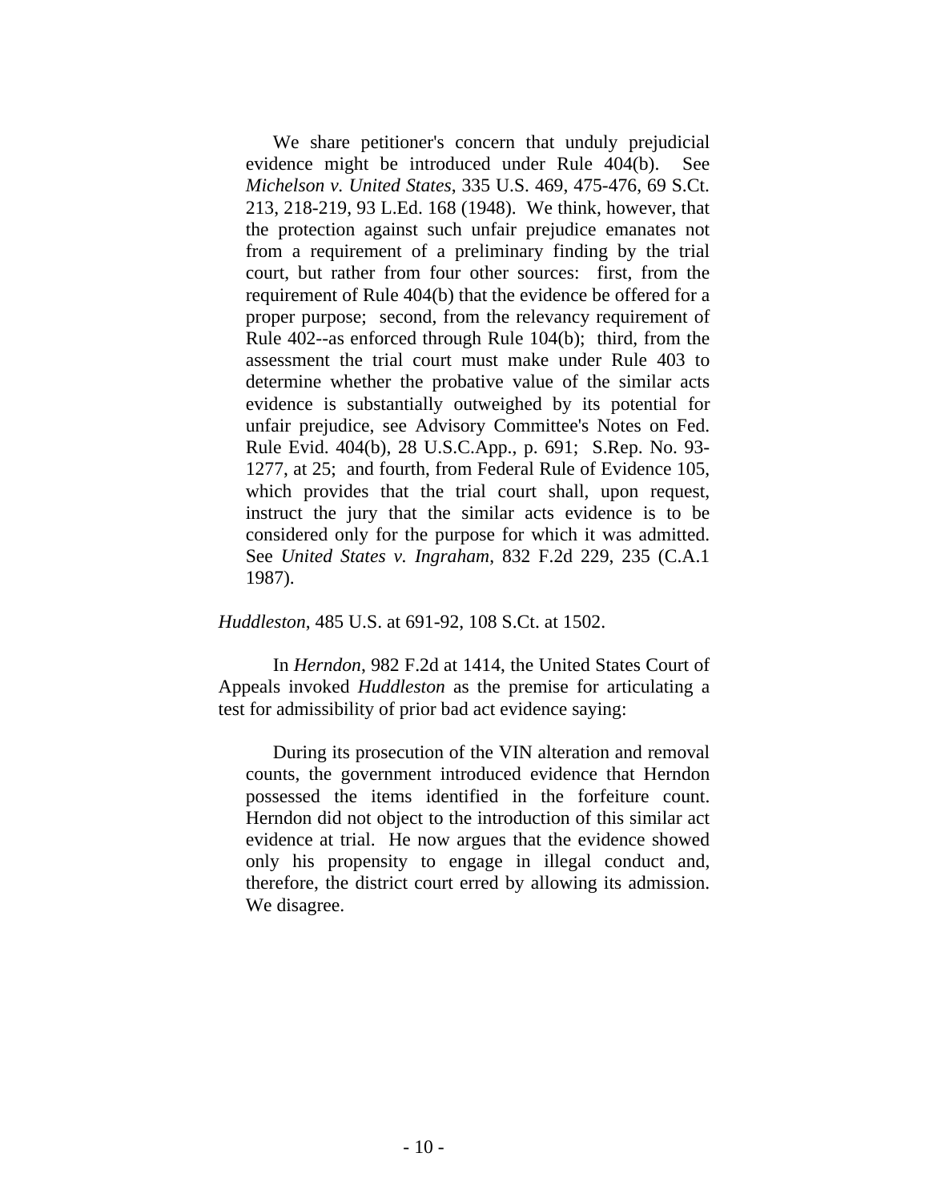> We share petitioner's concern that unduly prejudicial evidence might be introduced under Rule 404(b). See *Michelson v. United States*, 335 U.S. 469, 475-476, 69 S.Ct. 213, 218-219, 93 L.Ed. 168 (1948). We think, however, that the protection against such unfair prejudice emanates not from a requirement of a preliminary finding by the trial court, but rather from four other sources: first, from the requirement of Rule 404(b) that the evidence be offered for a proper purpose; second, from the relevancy requirement of Rule 402--as enforced through Rule 104(b); third, from the assessment the trial court must make under Rule 403 to determine whether the probative value of the similar acts evidence is substantially outweighed by its potential for unfair prejudice, see Advisory Committee's Notes on Fed. Rule Evid. 404(b), 28 U.S.C.App., p. 691; S.Rep. No. 93-1277, at 25; and fourth, from Federal Rule of Evidence 105, which provides that the trial court shall, upon request, instruct the jury that the similar acts evidence is to be considered only for the purpose for which it was admitted. See *United States v. Ingraham*, 832 F.2d 229, 235 (C.A.1 1987).

*Huddleston*, 485 U.S. at 691-92, 108 S.Ct. at 1502.

In *Herndon*, 982 F.2d at 1414, the United States Court of Appeals invoked *Huddleston* as the premise for articulating a test for admissibility of prior bad act evidence saying:

> During its prosecution of the VIN alteration and removal counts, the government introduced evidence that Herndon possessed the items identified in the forfeiture count. Herndon did not object to the introduction of this similar act evidence at trial. He now argues that the evidence showed only his propensity to engage in illegal conduct and, therefore, the district court erred by allowing its admission. We disagree.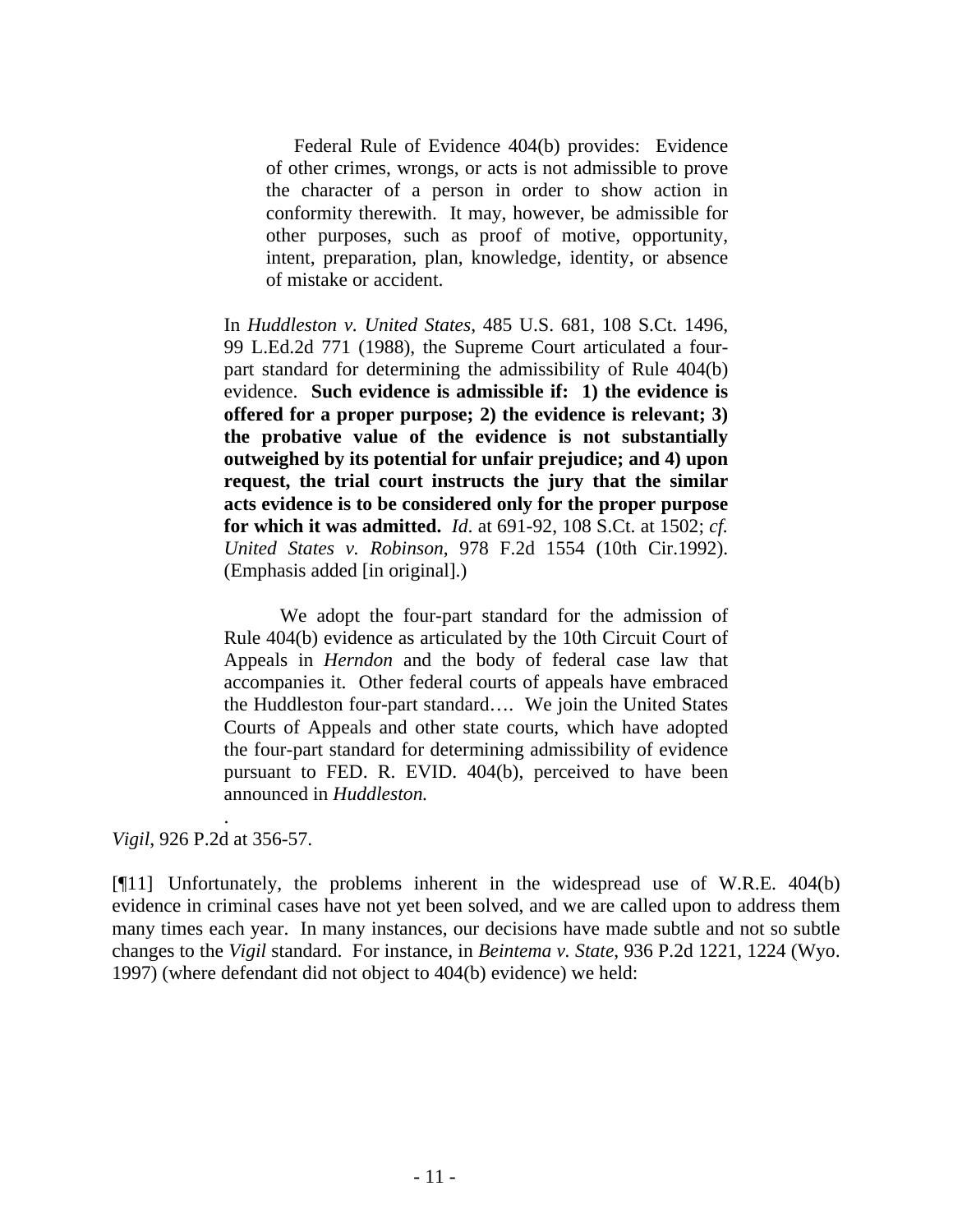> > Federal Rule of Evidence 404(b) provides: Evidence of other crimes, wrongs, or acts is not admissible to prove the character of a person in order to show action in conformity therewith. It may, however, be admissible for other purposes, such as proof of motive, opportunity, intent, preparation, plan, knowledge, identity, or absence of mistake or accident.
>
> In *Huddleston v. United States*, 485 U.S. 681, 108 S.Ct. 1496, 99 L.Ed.2d 771 (1988), the Supreme Court articulated a four-part standard for determining the admissibility of Rule 404(b) evidence. **Such evidence is admissible if: 1) the evidence is offered for a proper purpose; 2) the evidence is relevant; 3) the probative value of the evidence is not substantially outweighed by its potential for unfair prejudice; and 4) upon request, the trial court instructs the jury that the similar acts evidence is to be considered only for the proper purpose for which it was admitted.** *Id*. at 691-92, 108 S.Ct. at 1502; *cf. United States v. Robinson*, 978 F.2d 1554 (10th Cir.1992). (Emphasis added [in original].)
>
> We adopt the four-part standard for the admission of Rule 404(b) evidence as articulated by the 10th Circuit Court of Appeals in *Herndon* and the body of federal case law that accompanies it. Other federal courts of appeals have embraced the Huddleston four-part standard…. We join the United States Courts of Appeals and other state courts, which have adopted the four-part standard for determining admissibility of evidence pursuant to FED. R. EVID. 404(b), perceived to have been announced in *Huddleston.*

.
*Vigil*, 926 P.2d at 356-57.

[¶11] Unfortunately, the problems inherent in the widespread use of W.R.E. 404(b) evidence in criminal cases have not yet been solved, and we are called upon to address them many times each year. In many instances, our decisions have made subtle and not so subtle changes to the *Vigil* standard. For instance, in *Beintema v. State*, 936 P.2d 1221, 1224 (Wyo. 1997) (where defendant did not object to 404(b) evidence) we held: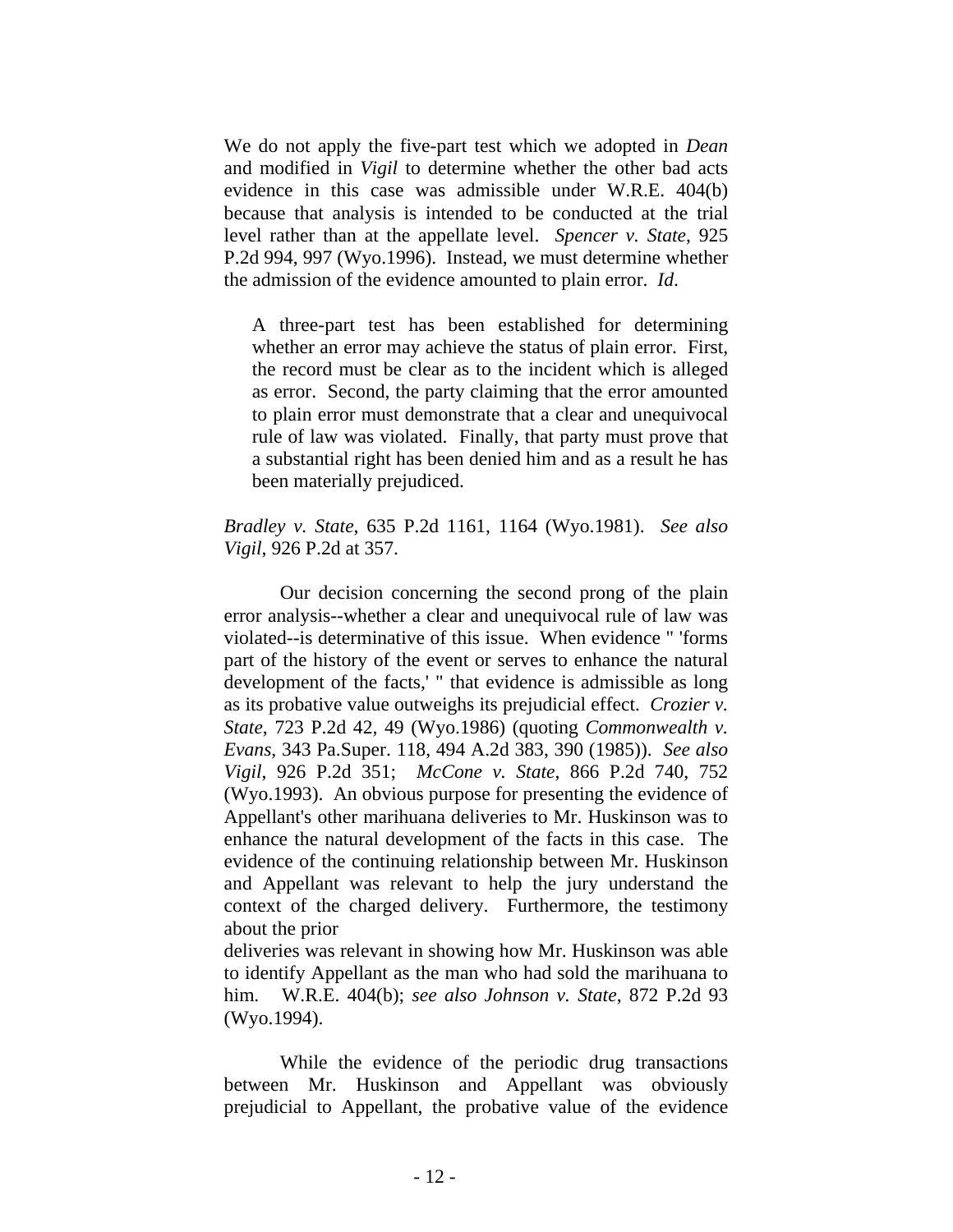We do not apply the five-part test which we adopted in *Dean* and modified in *Vigil* to determine whether the other bad acts evidence in this case was admissible under W.R.E. 404(b) because that analysis is intended to be conducted at the trial level rather than at the appellate level. *Spencer v. State*, 925 P.2d 994, 997 (Wyo.1996). Instead, we must determine whether the admission of the evidence amounted to plain error. *Id*.

> A three-part test has been established for determining whether an error may achieve the status of plain error. First, the record must be clear as to the incident which is alleged as error. Second, the party claiming that the error amounted to plain error must demonstrate that a clear and unequivocal rule of law was violated. Finally, that party must prove that a substantial right has been denied him and as a result he has been materially prejudiced.

*Bradley v. State*, 635 P.2d 1161, 1164 (Wyo.1981). *See also Vigil*, 926 P.2d at 357.

Our decision concerning the second prong of the plain error analysis--whether a clear and unequivocal rule of law was violated--is determinative of this issue. When evidence " 'forms part of the history of the event or serves to enhance the natural development of the facts,' " that evidence is admissible as long as its probative value outweighs its prejudicial effect. *Crozier v. State*, 723 P.2d 42, 49 (Wyo.1986) (quoting *Commonwealth v. Evans*, 343 Pa.Super. 118, 494 A.2d 383, 390 (1985)). *See also Vigil*, 926 P.2d 351; *McCone v. State*, 866 P.2d 740, 752 (Wyo.1993). An obvious purpose for presenting the evidence of Appellant's other marihuana deliveries to Mr. Huskinson was to enhance the natural development of the facts in this case. The evidence of the continuing relationship between Mr. Huskinson and Appellant was relevant to help the jury understand the context of the charged delivery. Furthermore, the testimony about the prior deliveries was relevant in showing how Mr. Huskinson was able to identify Appellant as the man who had sold the marihuana to him. W.R.E. 404(b); *see also Johnson v. State*, 872 P.2d 93 (Wyo.1994).

While the evidence of the periodic drug transactions between Mr. Huskinson and Appellant was obviously prejudicial to Appellant, the probative value of the evidence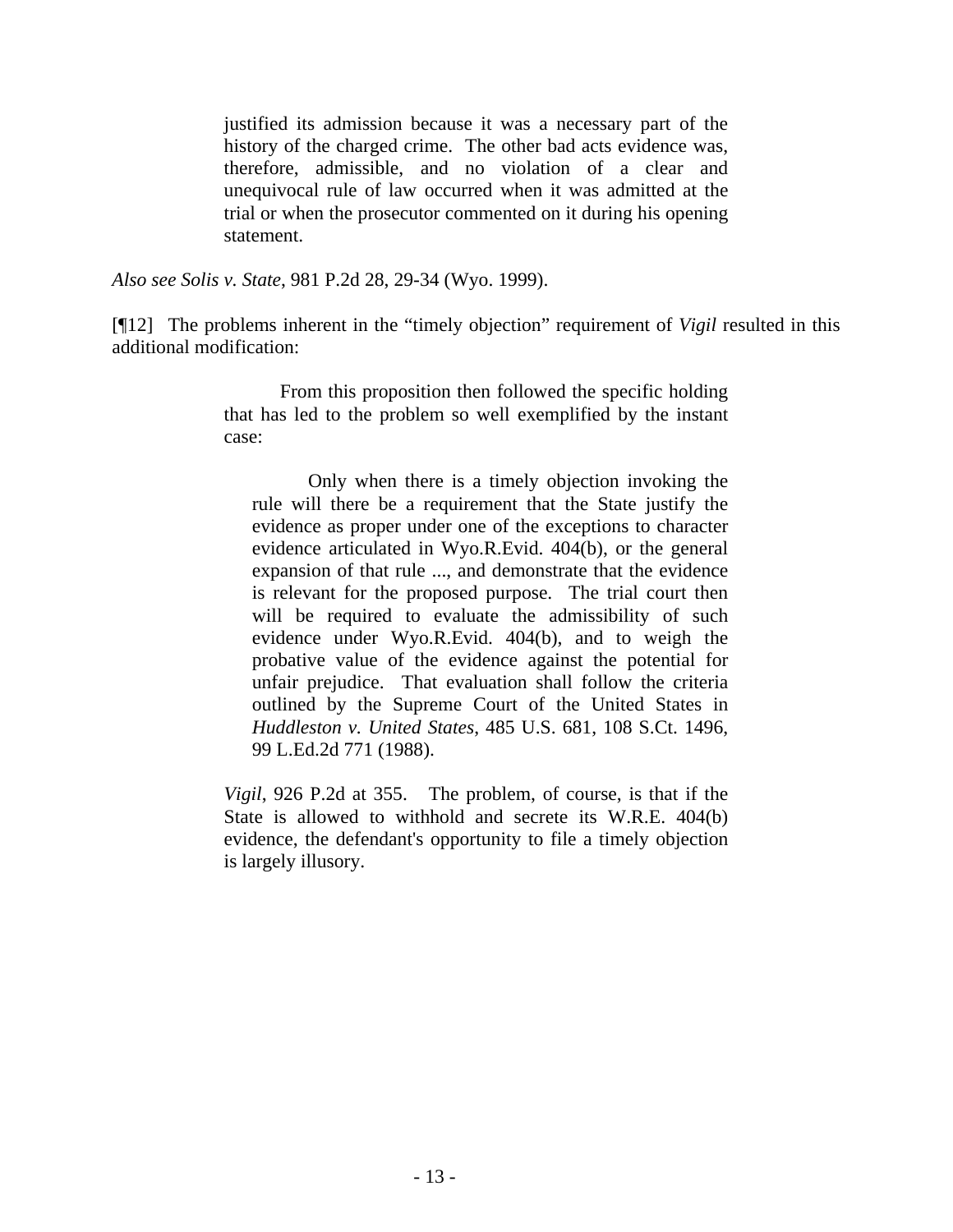> justified its admission because it was a necessary part of the history of the charged crime. The other bad acts evidence was, therefore, admissible, and no violation of a clear and unequivocal rule of law occurred when it was admitted at the trial or when the prosecutor commented on it during his opening statement.

*Also see Solis v. State*, 981 P.2d 28, 29-34 (Wyo. 1999).

[¶12] The problems inherent in the "timely objection" requirement of *Vigil* resulted in this additional modification:

> From this proposition then followed the specific holding that has led to the problem so well exemplified by the instant case:
>
> > Only when there is a timely objection invoking the rule will there be a requirement that the State justify the evidence as proper under one of the exceptions to character evidence articulated in Wyo.R.Evid. 404(b), or the general expansion of that rule ..., and demonstrate that the evidence is relevant for the proposed purpose. The trial court then will be required to evaluate the admissibility of such evidence under Wyo.R.Evid. 404(b), and to weigh the probative value of the evidence against the potential for unfair prejudice. That evaluation shall follow the criteria outlined by the Supreme Court of the United States in *Huddleston v. United States*, 485 U.S. 681, 108 S.Ct. 1496, 99 L.Ed.2d 771 (1988).
>
> *Vigil*, 926 P.2d at 355. The problem, of course, is that if the State is allowed to withhold and secrete its W.R.E. 404(b) evidence, the defendant's opportunity to file a timely objection is largely illusory.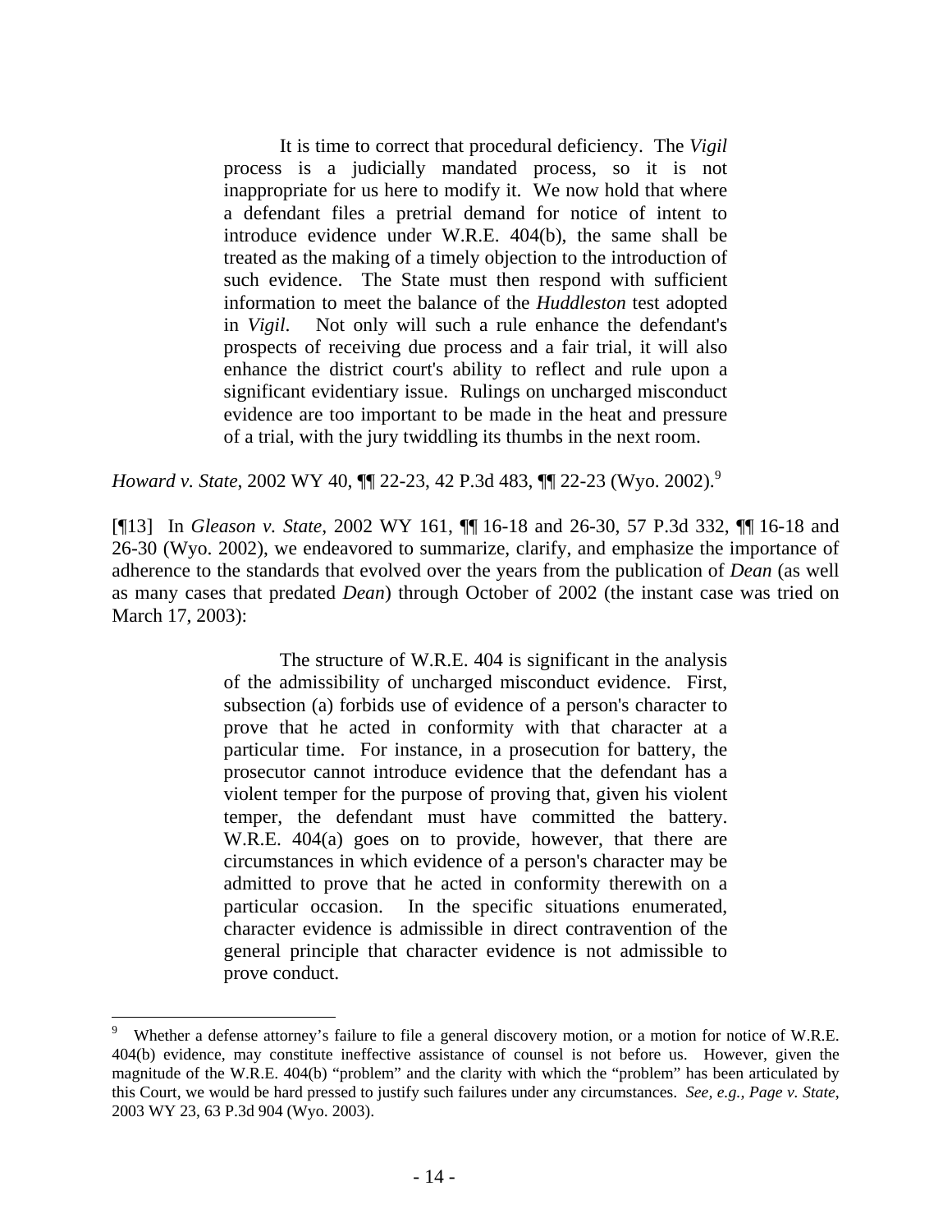> It is time to correct that procedural deficiency. The *Vigil* process is a judicially mandated process, so it is not inappropriate for us here to modify it. We now hold that where a defendant files a pretrial demand for notice of intent to introduce evidence under W.R.E. 404(b), the same shall be treated as the making of a timely objection to the introduction of such evidence. The State must then respond with sufficient information to meet the balance of the *Huddleston* test adopted in *Vigil*. Not only will such a rule enhance the defendant's prospects of receiving due process and a fair trial, it will also enhance the district court's ability to reflect and rule upon a significant evidentiary issue. Rulings on uncharged misconduct evidence are too important to be made in the heat and pressure of a trial, with the jury twiddling its thumbs in the next room.

*Howard v. State*, 2002 WY 40, ¶¶ 22-23, 42 P.3d 483, ¶¶ 22-23 (Wyo. 2002).[9]

[¶13] In *Gleason v. State*, 2002 WY 161, ¶¶ 16-18 and 26-30, 57 P.3d 332, ¶¶ 16-18 and 26-30 (Wyo. 2002), we endeavored to summarize, clarify, and emphasize the importance of adherence to the standards that evolved over the years from the publication of *Dean* (as well as many cases that predated *Dean*) through October of 2002 (the instant case was tried on March 17, 2003):

> The structure of W.R.E. 404 is significant in the analysis of the admissibility of uncharged misconduct evidence. First, subsection (a) forbids use of evidence of a person's character to prove that he acted in conformity with that character at a particular time. For instance, in a prosecution for battery, the prosecutor cannot introduce evidence that the defendant has a violent temper for the purpose of proving that, given his violent temper, the defendant must have committed the battery. W.R.E. 404(a) goes on to provide, however, that there are circumstances in which evidence of a person's character may be admitted to prove that he acted in conformity therewith on a particular occasion. In the specific situations enumerated, character evidence is admissible in direct contravention of the general principle that character evidence is not admissible to prove conduct.

[9] Whether a defense attorney's failure to file a general discovery motion, or a motion for notice of W.R.E. 404(b) evidence, may constitute ineffective assistance of counsel is not before us. However, given the magnitude of the W.R.E. 404(b) "problem" and the clarity with which the "problem" has been articulated by this Court, we would be hard pressed to justify such failures under any circumstances. *See, e.g., Page v. State*, 2003 WY 23, 63 P.3d 904 (Wyo. 2003).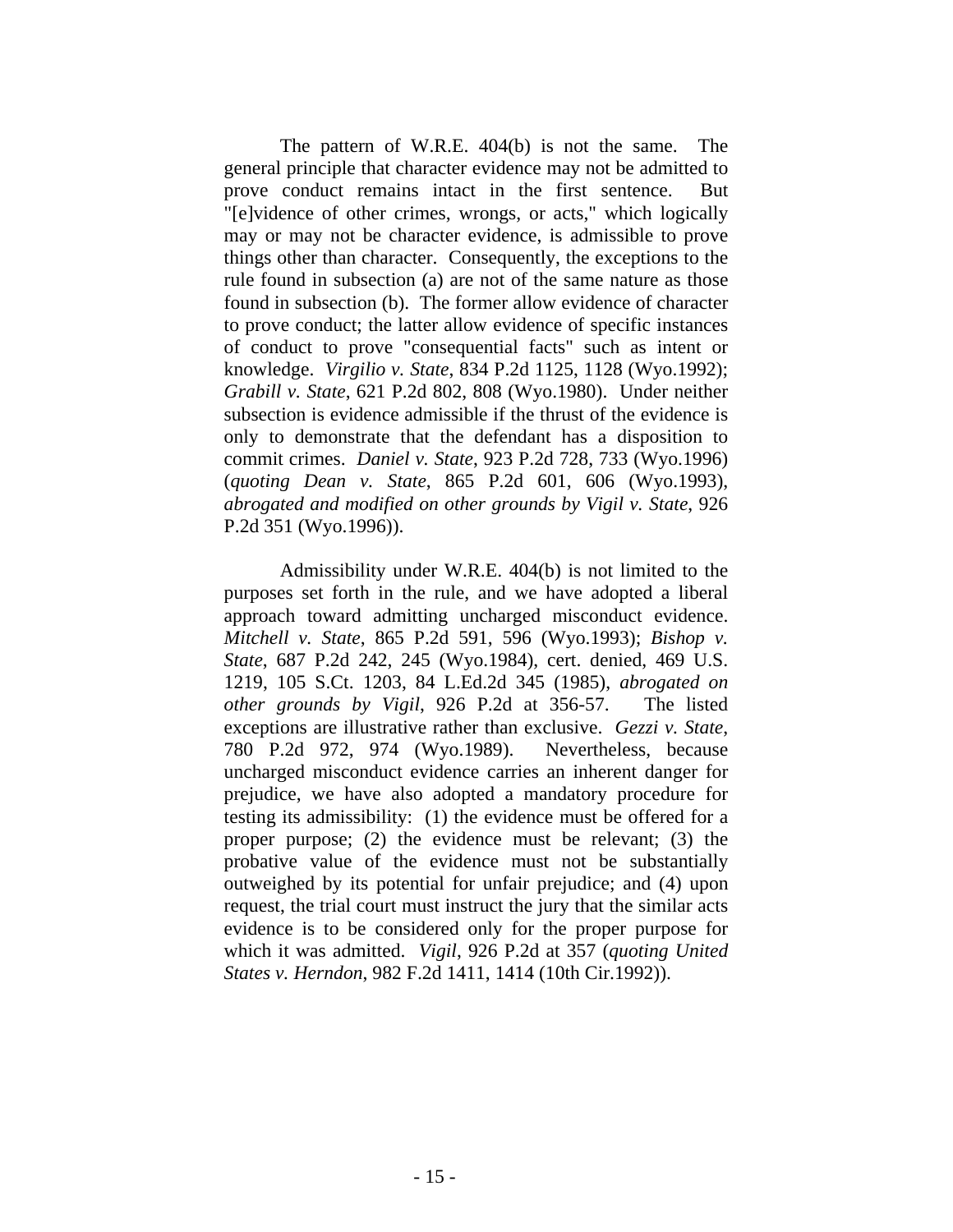The pattern of W.R.E. 404(b) is not the same. The general principle that character evidence may not be admitted to prove conduct remains intact in the first sentence. But "[e]vidence of other crimes, wrongs, or acts," which logically may or may not be character evidence, is admissible to prove things other than character. Consequently, the exceptions to the rule found in subsection (a) are not of the same nature as those found in subsection (b). The former allow evidence of character to prove conduct; the latter allow evidence of specific instances of conduct to prove "consequential facts" such as intent or knowledge. *Virgilio v. State*, 834 P.2d 1125, 1128 (Wyo.1992); *Grabill v. State*, 621 P.2d 802, 808 (Wyo.1980). Under neither subsection is evidence admissible if the thrust of the evidence is only to demonstrate that the defendant has a disposition to commit crimes. *Daniel v. State*, 923 P.2d 728, 733 (Wyo.1996) (*quoting Dean v. State*, 865 P.2d 601, 606 (Wyo.1993), *abrogated and modified on other grounds by Vigil v. State*, 926 P.2d 351 (Wyo.1996)).

Admissibility under W.R.E. 404(b) is not limited to the purposes set forth in the rule, and we have adopted a liberal approach toward admitting uncharged misconduct evidence. *Mitchell v. State*, 865 P.2d 591, 596 (Wyo.1993); *Bishop v. State*, 687 P.2d 242, 245 (Wyo.1984), cert. denied, 469 U.S. 1219, 105 S.Ct. 1203, 84 L.Ed.2d 345 (1985), *abrogated on other grounds by Vigil*, 926 P.2d at 356-57. The listed exceptions are illustrative rather than exclusive. *Gezzi v. State*, 780 P.2d 972, 974 (Wyo.1989). Nevertheless, because uncharged misconduct evidence carries an inherent danger for prejudice, we have also adopted a mandatory procedure for testing its admissibility: (1) the evidence must be offered for a proper purpose; (2) the evidence must be relevant; (3) the probative value of the evidence must not be substantially outweighed by its potential for unfair prejudice; and (4) upon request, the trial court must instruct the jury that the similar acts evidence is to be considered only for the proper purpose for which it was admitted. *Vigil*, 926 P.2d at 357 (*quoting United States v. Herndon*, 982 F.2d 1411, 1414 (10th Cir.1992)).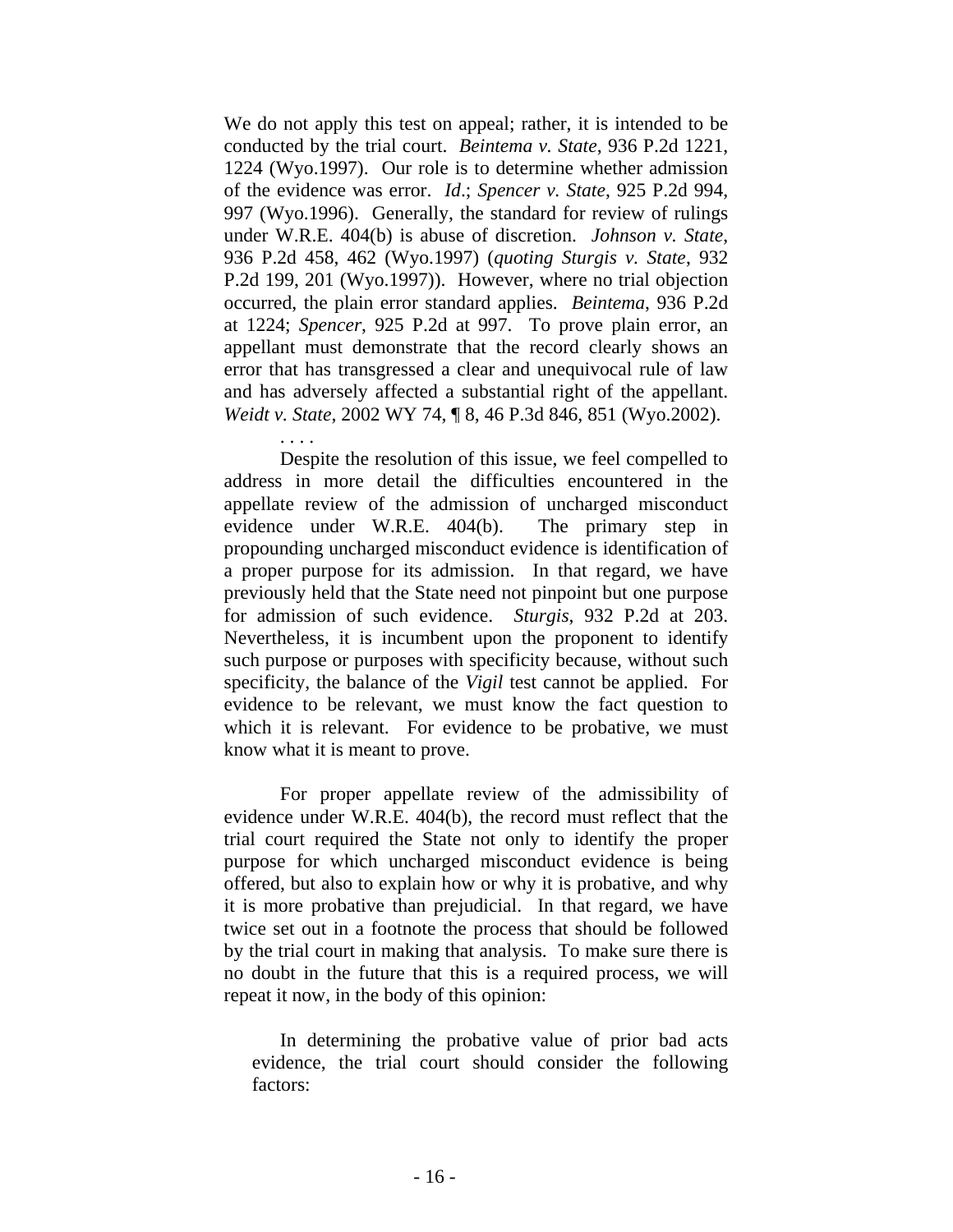We do not apply this test on appeal; rather, it is intended to be conducted by the trial court. *Beintema v. State*, 936 P.2d 1221, 1224 (Wyo.1997). Our role is to determine whether admission of the evidence was error. *Id*.; *Spencer v. State*, 925 P.2d 994, 997 (Wyo.1996). Generally, the standard for review of rulings under W.R.E. 404(b) is abuse of discretion. *Johnson v. State*, 936 P.2d 458, 462 (Wyo.1997) (*quoting Sturgis v. State*, 932 P.2d 199, 201 (Wyo.1997)). However, where no trial objection occurred, the plain error standard applies. *Beintema*, 936 P.2d at 1224; *Spencer*, 925 P.2d at 997. To prove plain error, an appellant must demonstrate that the record clearly shows an error that has transgressed a clear and unequivocal rule of law and has adversely affected a substantial right of the appellant. *Weidt v. State*, 2002 WY 74, ¶ 8, 46 P.3d 846, 851 (Wyo.2002).

. . . .

Despite the resolution of this issue, we feel compelled to address in more detail the difficulties encountered in the appellate review of the admission of uncharged misconduct evidence under W.R.E. 404(b). The primary step in propounding uncharged misconduct evidence is identification of a proper purpose for its admission. In that regard, we have previously held that the State need not pinpoint but one purpose for admission of such evidence. *Sturgis*, 932 P.2d at 203. Nevertheless, it is incumbent upon the proponent to identify such purpose or purposes with specificity because, without such specificity, the balance of the *Vigil* test cannot be applied. For evidence to be relevant, we must know the fact question to which it is relevant. For evidence to be probative, we must know what it is meant to prove.

For proper appellate review of the admissibility of evidence under W.R.E. 404(b), the record must reflect that the trial court required the State not only to identify the proper purpose for which uncharged misconduct evidence is being offered, but also to explain how or why it is probative, and why it is more probative than prejudicial. In that regard, we have twice set out in a footnote the process that should be followed by the trial court in making that analysis. To make sure there is no doubt in the future that this is a required process, we will repeat it now, in the body of this opinion:

> In determining the probative value of prior bad acts evidence, the trial court should consider the following factors: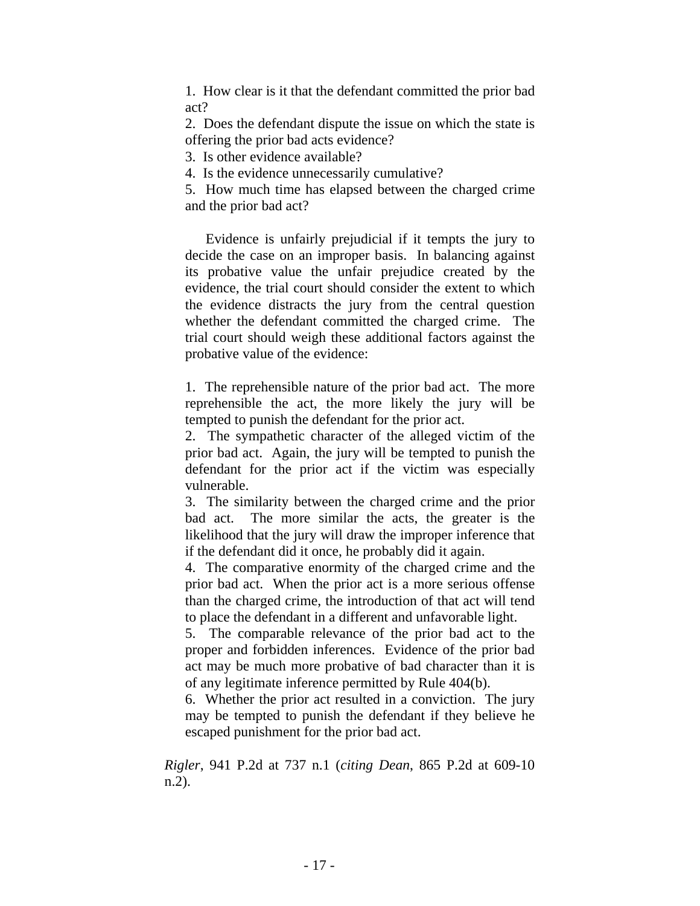> 1. How clear is it that the defendant committed the prior bad act?
> 2. Does the defendant dispute the issue on which the state is offering the prior bad acts evidence?
> 3. Is other evidence available?
> 4. Is the evidence unnecessarily cumulative?
> 5. How much time has elapsed between the charged crime and the prior bad act?
>
> Evidence is unfairly prejudicial if it tempts the jury to decide the case on an improper basis. In balancing against its probative value the unfair prejudice created by the evidence, the trial court should consider the extent to which the evidence distracts the jury from the central question whether the defendant committed the charged crime. The trial court should weigh these additional factors against the probative value of the evidence:
>
> 1. The reprehensible nature of the prior bad act. The more reprehensible the act, the more likely the jury will be tempted to punish the defendant for the prior act.
> 2. The sympathetic character of the alleged victim of the prior bad act. Again, the jury will be tempted to punish the defendant for the prior act if the victim was especially vulnerable.
> 3. The similarity between the charged crime and the prior bad act. The more similar the acts, the greater is the likelihood that the jury will draw the improper inference that if the defendant did it once, he probably did it again.
> 4. The comparative enormity of the charged crime and the prior bad act. When the prior act is a more serious offense than the charged crime, the introduction of that act will tend to place the defendant in a different and unfavorable light.
> 5. The comparable relevance of the prior bad act to the proper and forbidden inferences. Evidence of the prior bad act may be much more probative of bad character than it is of any legitimate inference permitted by Rule 404(b).
> 6. Whether the prior act resulted in a conviction. The jury may be tempted to punish the defendant if they believe he escaped punishment for the prior bad act.

*Rigler*, 941 P.2d at 737 n.1 (*citing Dean*, 865 P.2d at 609-10 n.2).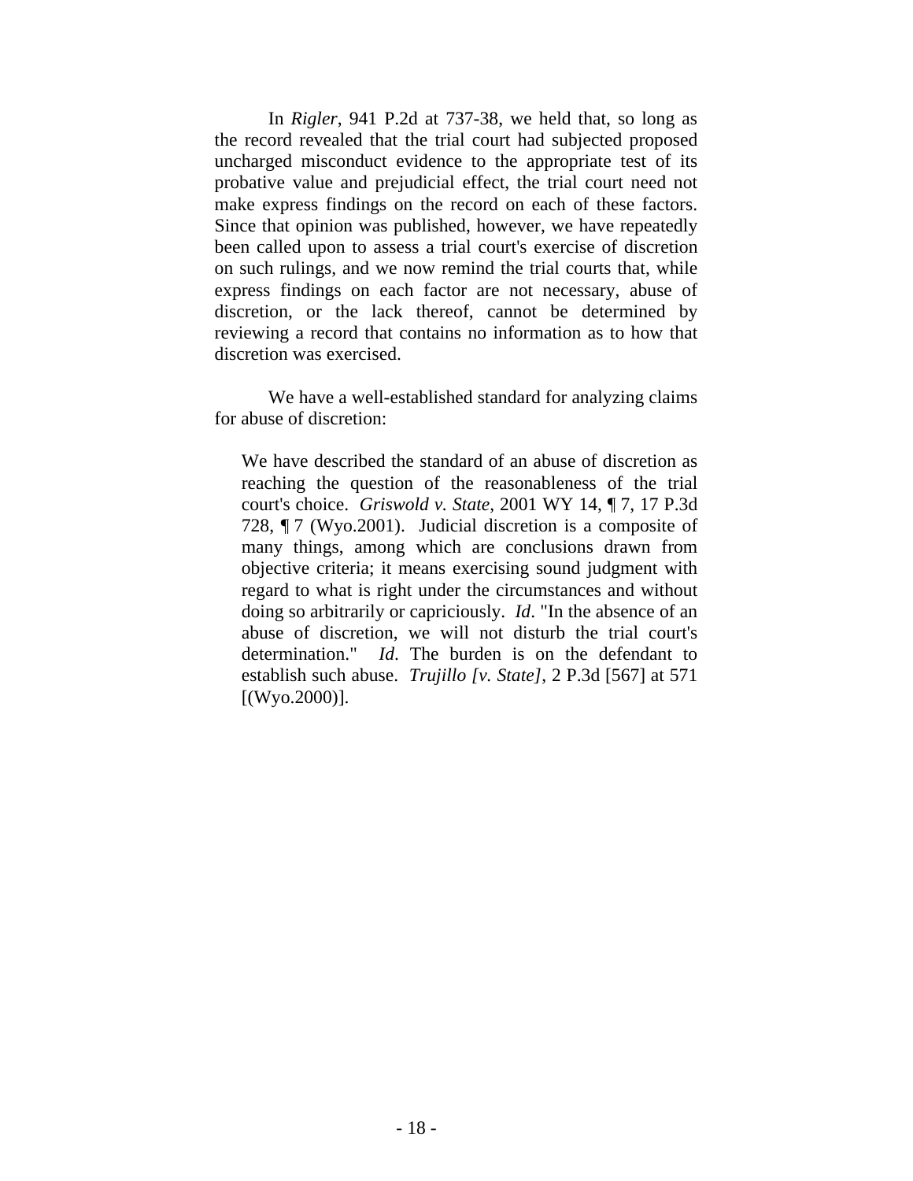In *Rigler*, 941 P.2d at 737-38, we held that, so long as the record revealed that the trial court had subjected proposed uncharged misconduct evidence to the appropriate test of its probative value and prejudicial effect, the trial court need not make express findings on the record on each of these factors. Since that opinion was published, however, we have repeatedly been called upon to assess a trial court's exercise of discretion on such rulings, and we now remind the trial courts that, while express findings on each factor are not necessary, abuse of discretion, or the lack thereof, cannot be determined by reviewing a record that contains no information as to how that discretion was exercised.

We have a well-established standard for analyzing claims for abuse of discretion:

> We have described the standard of an abuse of discretion as reaching the question of the reasonableness of the trial court's choice. *Griswold v. State*, 2001 WY 14, ¶ 7, 17 P.3d 728, ¶ 7 (Wyo.2001). Judicial discretion is a composite of many things, among which are conclusions drawn from objective criteria; it means exercising sound judgment with regard to what is right under the circumstances and without doing so arbitrarily or capriciously. *Id*. "In the absence of an abuse of discretion, we will not disturb the trial court's determination." *Id*. The burden is on the defendant to establish such abuse. *Trujillo [v. State]*, 2 P.3d [567] at 571 [(Wyo.2000)].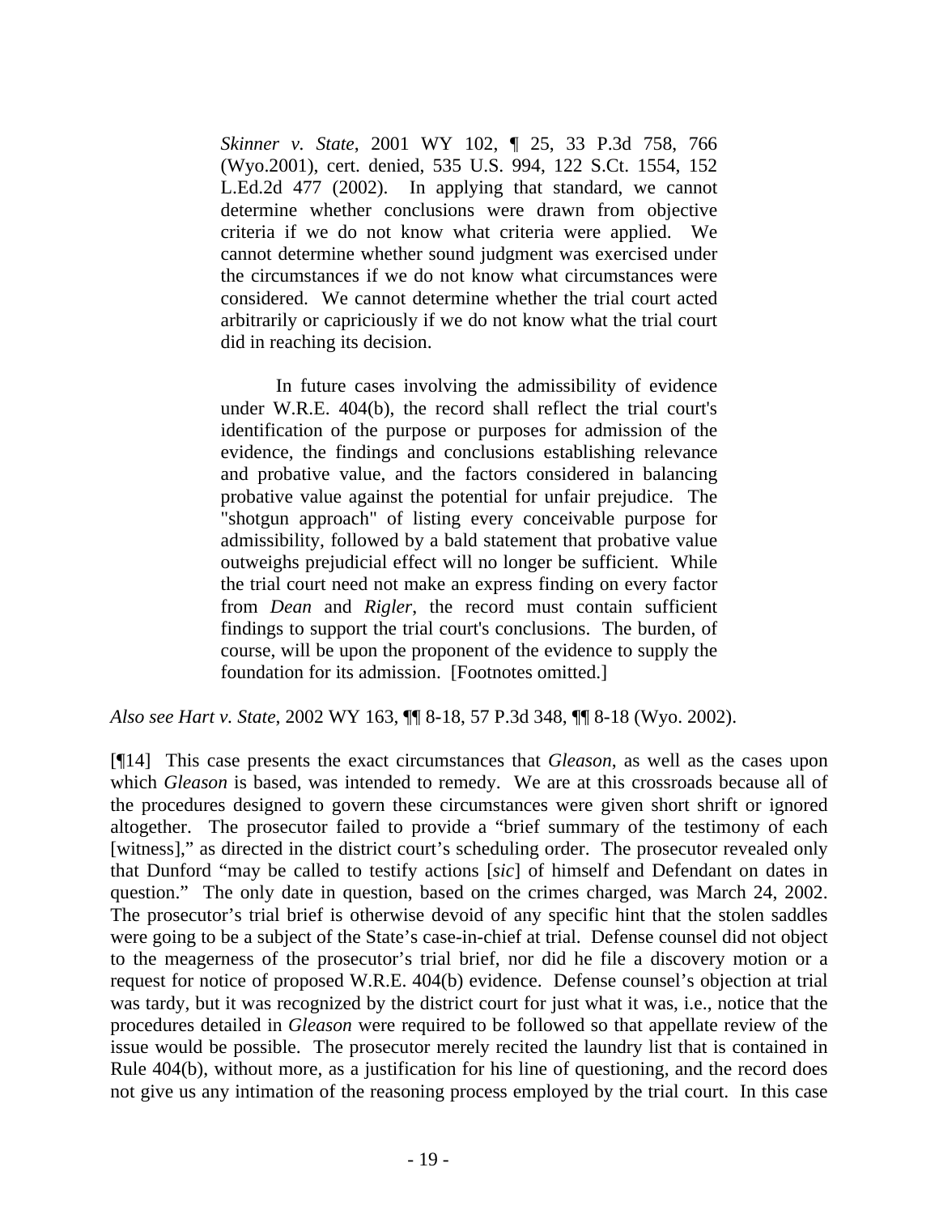> *Skinner v. State*, 2001 WY 102, ¶ 25, 33 P.3d 758, 766 (Wyo.2001), cert. denied, 535 U.S. 994, 122 S.Ct. 1554, 152 L.Ed.2d 477 (2002). In applying that standard, we cannot determine whether conclusions were drawn from objective criteria if we do not know what criteria were applied. We cannot determine whether sound judgment was exercised under the circumstances if we do not know what circumstances were considered. We cannot determine whether the trial court acted arbitrarily or capriciously if we do not know what the trial court did in reaching its decision.
>
> In future cases involving the admissibility of evidence under W.R.E. 404(b), the record shall reflect the trial court's identification of the purpose or purposes for admission of the evidence, the findings and conclusions establishing relevance and probative value, and the factors considered in balancing probative value against the potential for unfair prejudice. The "shotgun approach" of listing every conceivable purpose for admissibility, followed by a bald statement that probative value outweighs prejudicial effect will no longer be sufficient. While the trial court need not make an express finding on every factor from *Dean* and *Rigler*, the record must contain sufficient findings to support the trial court's conclusions. The burden, of course, will be upon the proponent of the evidence to supply the foundation for its admission. [Footnotes omitted.]

*Also see Hart v. State*, 2002 WY 163, ¶¶ 8-18, 57 P.3d 348, ¶¶ 8-18 (Wyo. 2002).

[¶14] This case presents the exact circumstances that *Gleason*, as well as the cases upon which *Gleason* is based, was intended to remedy. We are at this crossroads because all of the procedures designed to govern these circumstances were given short shrift or ignored altogether. The prosecutor failed to provide a "brief summary of the testimony of each [witness]," as directed in the district court's scheduling order. The prosecutor revealed only that Dunford "may be called to testify actions [*sic*] of himself and Defendant on dates in question." The only date in question, based on the crimes charged, was March 24, 2002. The prosecutor's trial brief is otherwise devoid of any specific hint that the stolen saddles were going to be a subject of the State's case-in-chief at trial. Defense counsel did not object to the meagerness of the prosecutor's trial brief, nor did he file a discovery motion or a request for notice of proposed W.R.E. 404(b) evidence. Defense counsel's objection at trial was tardy, but it was recognized by the district court for just what it was, i.e., notice that the procedures detailed in *Gleason* were required to be followed so that appellate review of the issue would be possible. The prosecutor merely recited the laundry list that is contained in Rule 404(b), without more, as a justification for his line of questioning, and the record does not give us any intimation of the reasoning process employed by the trial court. In this case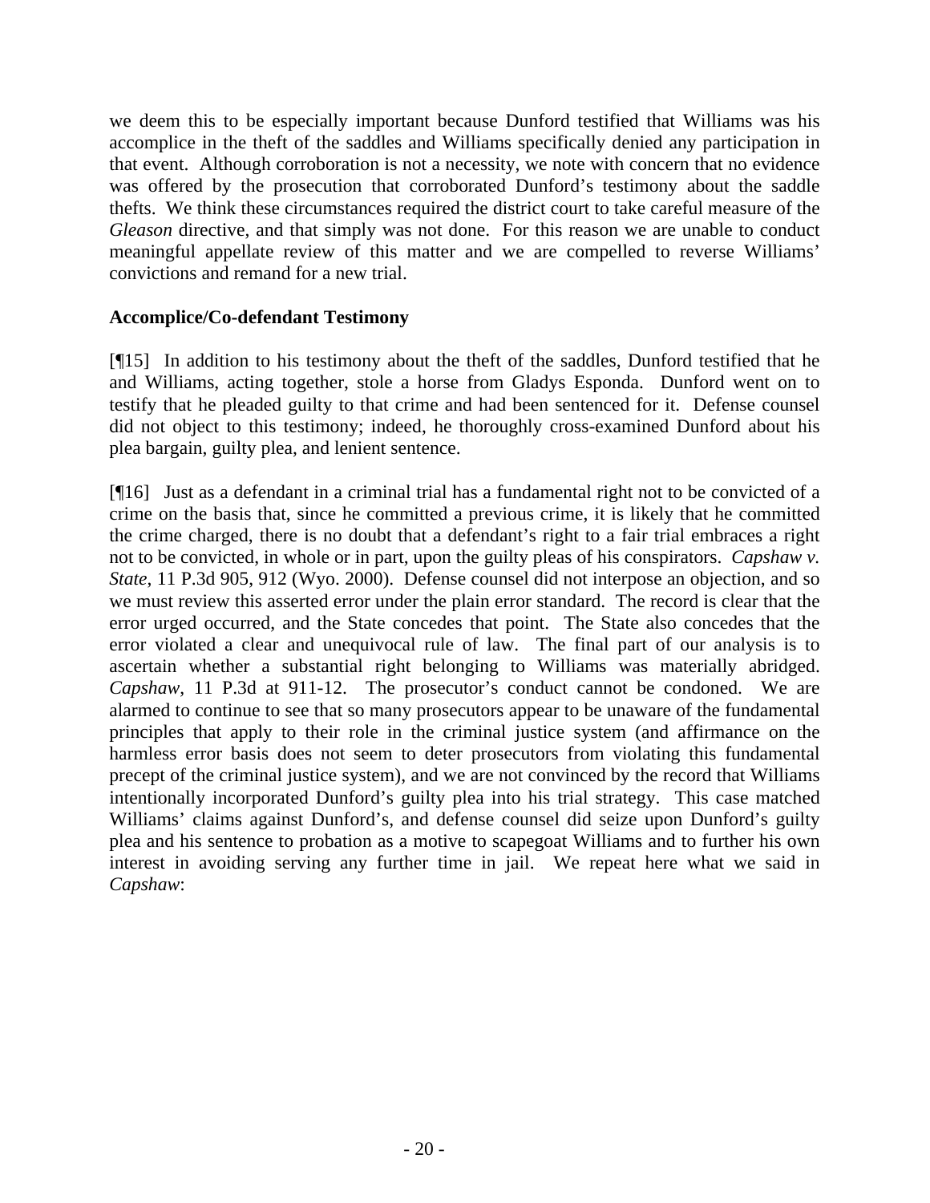we deem this to be especially important because Dunford testified that Williams was his accomplice in the theft of the saddles and Williams specifically denied any participation in that event. Although corroboration is not a necessity, we note with concern that no evidence was offered by the prosecution that corroborated Dunford's testimony about the saddle thefts. We think these circumstances required the district court to take careful measure of the *Gleason* directive, and that simply was not done. For this reason we are unable to conduct meaningful appellate review of this matter and we are compelled to reverse Williams' convictions and remand for a new trial.

**Accomplice/Co-defendant Testimony**

[¶15] In addition to his testimony about the theft of the saddles, Dunford testified that he and Williams, acting together, stole a horse from Gladys Esponda. Dunford went on to testify that he pleaded guilty to that crime and had been sentenced for it. Defense counsel did not object to this testimony; indeed, he thoroughly cross-examined Dunford about his plea bargain, guilty plea, and lenient sentence.

[¶16] Just as a defendant in a criminal trial has a fundamental right not to be convicted of a crime on the basis that, since he committed a previous crime, it is likely that he committed the crime charged, there is no doubt that a defendant's right to a fair trial embraces a right not to be convicted, in whole or in part, upon the guilty pleas of his conspirators. *Capshaw v. State*, 11 P.3d 905, 912 (Wyo. 2000). Defense counsel did not interpose an objection, and so we must review this asserted error under the plain error standard. The record is clear that the error urged occurred, and the State concedes that point. The State also concedes that the error violated a clear and unequivocal rule of law. The final part of our analysis is to ascertain whether a substantial right belonging to Williams was materially abridged. *Capshaw*, 11 P.3d at 911-12. The prosecutor's conduct cannot be condoned. We are alarmed to continue to see that so many prosecutors appear to be unaware of the fundamental principles that apply to their role in the criminal justice system (and affirmance on the harmless error basis does not seem to deter prosecutors from violating this fundamental precept of the criminal justice system), and we are not convinced by the record that Williams intentionally incorporated Dunford's guilty plea into his trial strategy. This case matched Williams' claims against Dunford's, and defense counsel did seize upon Dunford's guilty plea and his sentence to probation as a motive to scapegoat Williams and to further his own interest in avoiding serving any further time in jail. We repeat here what we said in *Capshaw*: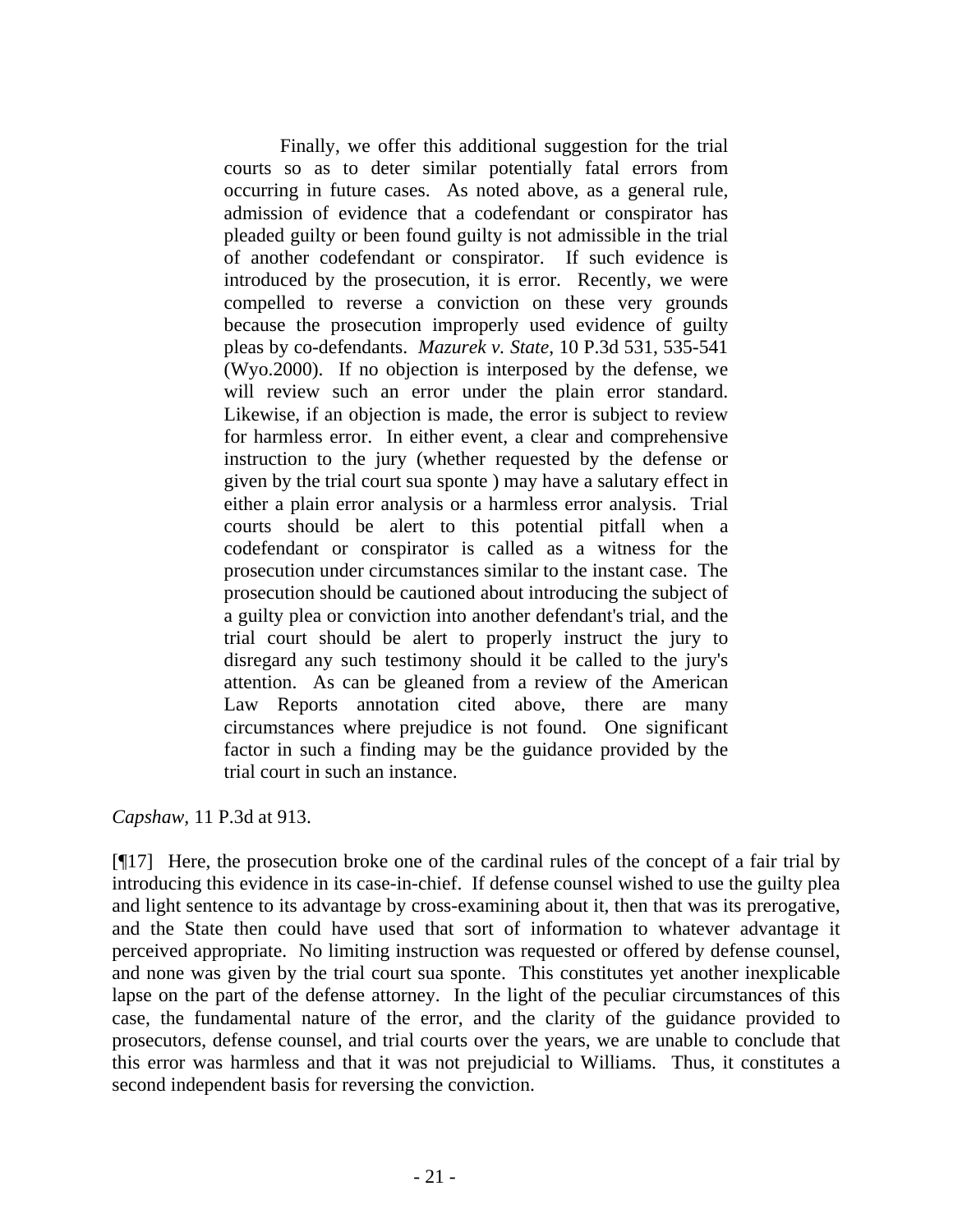> Finally, we offer this additional suggestion for the trial courts so as to deter similar potentially fatal errors from occurring in future cases. As noted above, as a general rule, admission of evidence that a codefendant or conspirator has pleaded guilty or been found guilty is not admissible in the trial of another codefendant or conspirator. If such evidence is introduced by the prosecution, it is error. Recently, we were compelled to reverse a conviction on these very grounds because the prosecution improperly used evidence of guilty pleas by co-defendants. *Mazurek v. State*, 10 P.3d 531, 535-541 (Wyo.2000). If no objection is interposed by the defense, we will review such an error under the plain error standard. Likewise, if an objection is made, the error is subject to review for harmless error. In either event, a clear and comprehensive instruction to the jury (whether requested by the defense or given by the trial court sua sponte ) may have a salutary effect in either a plain error analysis or a harmless error analysis. Trial courts should be alert to this potential pitfall when a codefendant or conspirator is called as a witness for the prosecution under circumstances similar to the instant case. The prosecution should be cautioned about introducing the subject of a guilty plea or conviction into another defendant's trial, and the trial court should be alert to properly instruct the jury to disregard any such testimony should it be called to the jury's attention. As can be gleaned from a review of the American Law Reports annotation cited above, there are many circumstances where prejudice is not found. One significant factor in such a finding may be the guidance provided by the trial court in such an instance.

*Capshaw*, 11 P.3d at 913.

[¶17] Here, the prosecution broke one of the cardinal rules of the concept of a fair trial by introducing this evidence in its case-in-chief. If defense counsel wished to use the guilty plea and light sentence to its advantage by cross-examining about it, then that was its prerogative, and the State then could have used that sort of information to whatever advantage it perceived appropriate. No limiting instruction was requested or offered by defense counsel, and none was given by the trial court sua sponte. This constitutes yet another inexplicable lapse on the part of the defense attorney. In the light of the peculiar circumstances of this case, the fundamental nature of the error, and the clarity of the guidance provided to prosecutors, defense counsel, and trial courts over the years, we are unable to conclude that this error was harmless and that it was not prejudicial to Williams. Thus, it constitutes a second independent basis for reversing the conviction.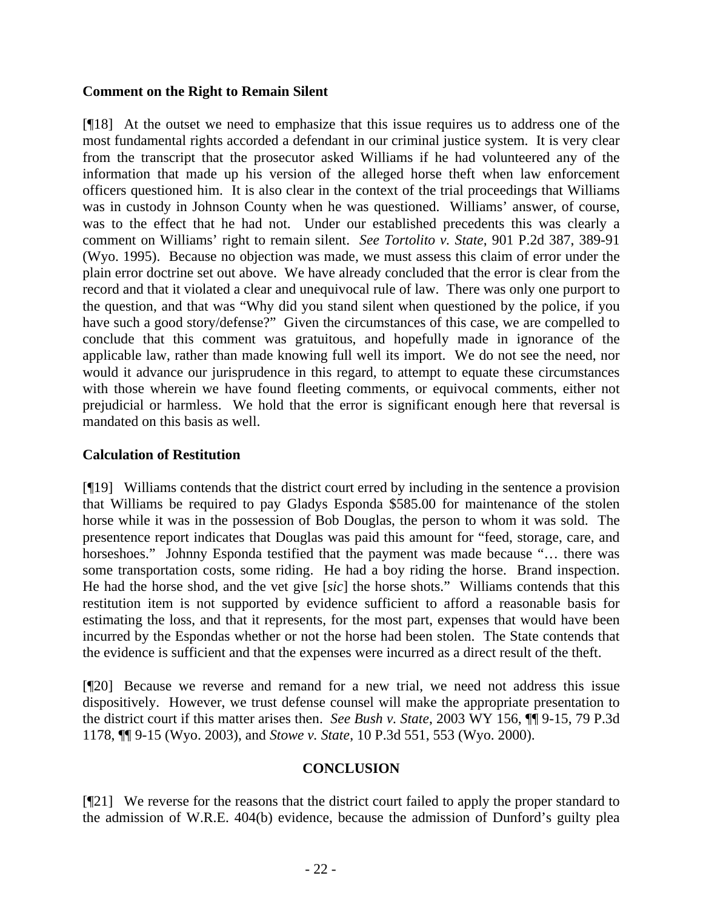**Comment on the Right to Remain Silent**

[¶18] At the outset we need to emphasize that this issue requires us to address one of the most fundamental rights accorded a defendant in our criminal justice system. It is very clear from the transcript that the prosecutor asked Williams if he had volunteered any of the information that made up his version of the alleged horse theft when law enforcement officers questioned him. It is also clear in the context of the trial proceedings that Williams was in custody in Johnson County when he was questioned. Williams' answer, of course, was to the effect that he had not. Under our established precedents this was clearly a comment on Williams' right to remain silent. *See Tortolito v. State*, 901 P.2d 387, 389-91 (Wyo. 1995). Because no objection was made, we must assess this claim of error under the plain error doctrine set out above. We have already concluded that the error is clear from the record and that it violated a clear and unequivocal rule of law. There was only one purport to the question, and that was "Why did you stand silent when questioned by the police, if you have such a good story/defense?" Given the circumstances of this case, we are compelled to conclude that this comment was gratuitous, and hopefully made in ignorance of the applicable law, rather than made knowing full well its import. We do not see the need, nor would it advance our jurisprudence in this regard, to attempt to equate these circumstances with those wherein we have found fleeting comments, or equivocal comments, either not prejudicial or harmless. We hold that the error is significant enough here that reversal is mandated on this basis as well.

**Calculation of Restitution**

[¶19] Williams contends that the district court erred by including in the sentence a provision that Williams be required to pay Gladys Esponda $585.00 for maintenance of the stolen horse while it was in the possession of Bob Douglas, the person to whom it was sold. The presentence report indicates that Douglas was paid this amount for "feed, storage, care, and horseshoes." Johnny Esponda testified that the payment was made because "… there was some transportation costs, some riding. He had a boy riding the horse. Brand inspection. He had the horse shod, and the vet give [*sic*] the horse shots." Williams contends that this restitution item is not supported by evidence sufficient to afford a reasonable basis for estimating the loss, and that it represents, for the most part, expenses that would have been incurred by the Espondas whether or not the horse had been stolen. The State contends that the evidence is sufficient and that the expenses were incurred as a direct result of the theft.

[¶20] Because we reverse and remand for a new trial, we need not address this issue dispositively. However, we trust defense counsel will make the appropriate presentation to the district court if this matter arises then. *See Bush v. State*, 2003 WY 156, ¶¶ 9-15, 79 P.3d 1178, ¶¶ 9-15 (Wyo. 2003), and *Stowe v. State*, 10 P.3d 551, 553 (Wyo. 2000).

**CONCLUSION**

[¶21] We reverse for the reasons that the district court failed to apply the proper standard to the admission of W.R.E. 404(b) evidence, because the admission of Dunford's guilty plea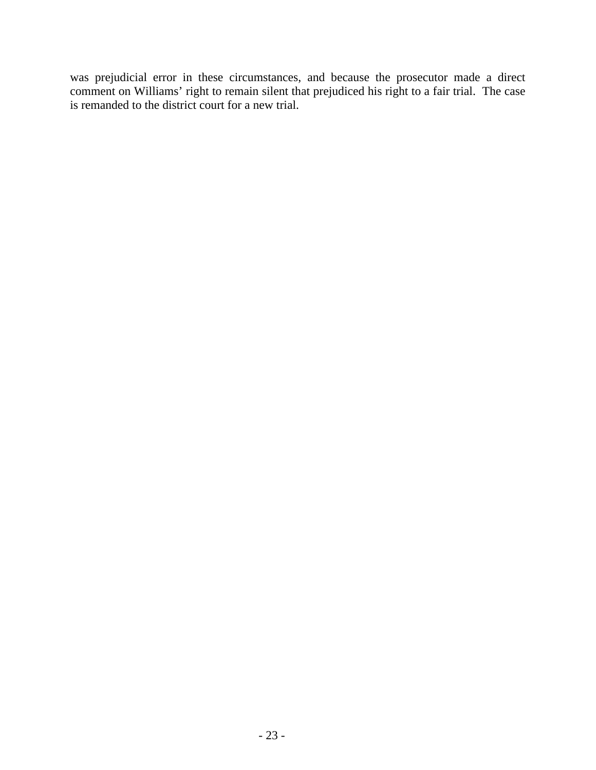was prejudicial error in these circumstances, and because the prosecutor made a direct comment on Williams' right to remain silent that prejudiced his right to a fair trial. The case is remanded to the district court for a new trial.